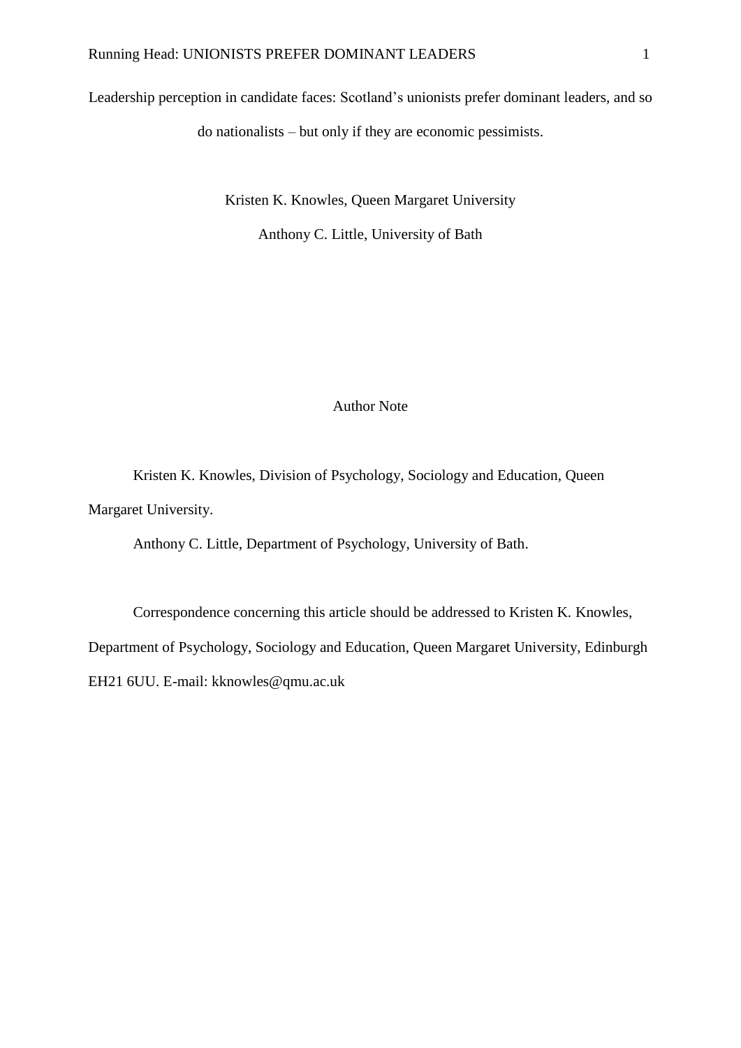# Leadership perception in candidate faces: Scotland's unionists prefer dominant leaders, and so do nationalists – but only if they are economic pessimists.

Kristen K. Knowles, Queen Margaret University

Anthony C. Little, University of Bath

## Author Note

Kristen K. Knowles, Division of Psychology, Sociology and Education, Queen Margaret University.

Anthony C. Little, Department of Psychology, University of Bath.

Correspondence concerning this article should be addressed to Kristen K. Knowles, Department of Psychology, Sociology and Education, Queen Margaret University, Edinburgh EH21 6UU. E-mail: kknowles@qmu.ac.uk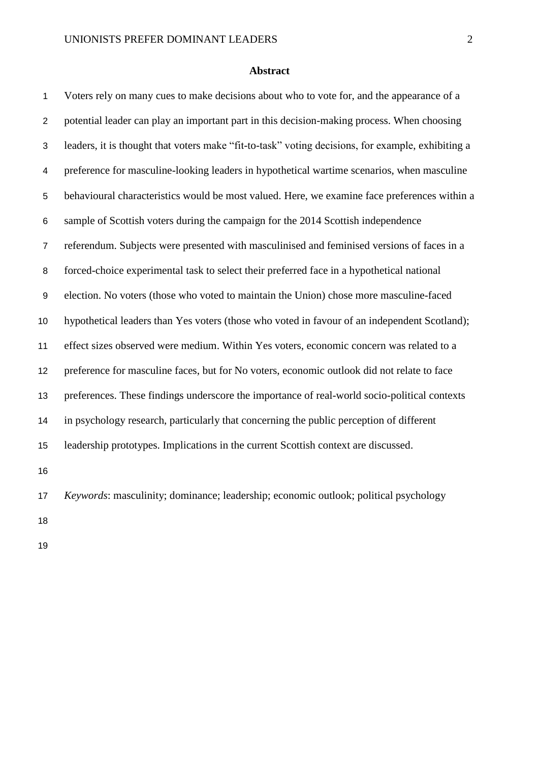## Abstract

Voters rely on many cues to make decisions about who to vote for, and the appearance of a potential leader can play an important part in this decision-making process. When choosing leaders, it is thought that voters make "fit-to-task" voting decisions, for example, exhibiting a preference for masculine-looking leaders in hypothetical wartime scenarios, when masculine behavioural characteristics would be most valued. Here, we examine face preferences within a sample of Scottish voters during the campaign for the 2014 Scottish independence referendum. Subjects were presented with masculinised and feminised versions of faces in a forced-choice experimental task to select their preferred face in a hypothetical national election. No voters (those who voted to maintain the Union) chose more masculine-faced hypothetical leaders than Yes voters (those who voted in favour of an independent Scotland); effect sizes observed were medium. Within Yes voters, economic concern was related to a preference for masculine faces, but for No voters, economic outlook did not relate to face preferences. These findings underscore the importance of real-world socio-political contexts in psychology research, particularly that concerning the public perception of different leadership prototypes. Implications in the current Scottish context are discussed.

*Keywords*: masculinity; dominance; leadership; economic outlook; political psychology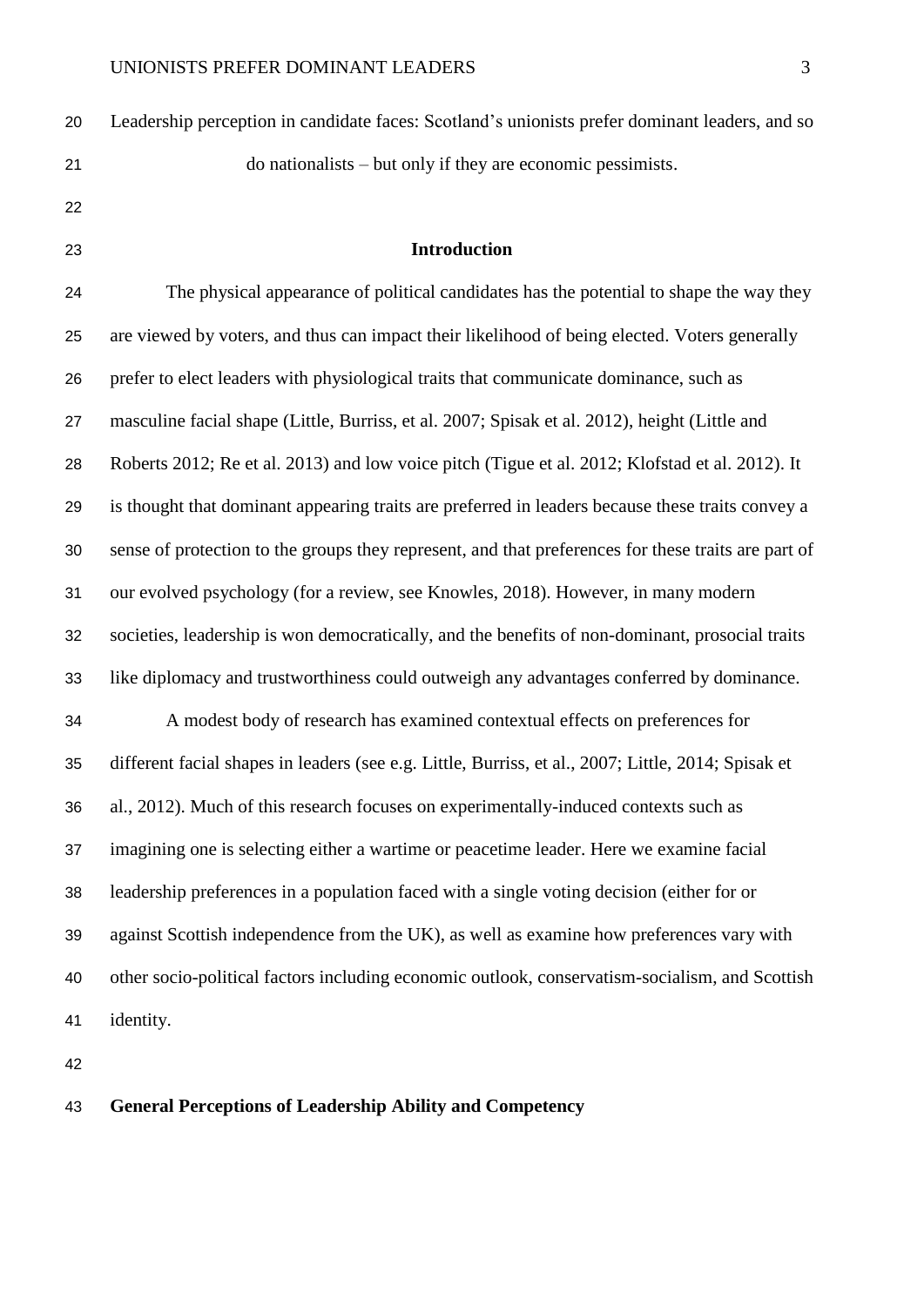Leadership perception in candidate faces: Scotland's unionists prefer dominant leaders, and so do nationalists – but only if they are economic pessimists.

## Introduction

The physical appearance of political candidates has the potential to shape the way they are viewed by voters, and thus can impact their likelihood of being elected. Voters generally prefer to elect leaders with physiological traits that communicate dominance, such as masculine facial shape (Little, Burriss, et al. 2007; Spisak et al. 2012), height (Little and Roberts 2012; Re et al. 2013) and low voice pitch (Tigue et al. 2012; Klofstad et al. 2012). It is thought that dominant appearing traits are preferred in leaders because these traits convey a sense of protection to the groups they represent, and that preferences for these traits are part of our evolved psychology (for a review, see Knowles, 2018). However, in many modern societies, leadership is won democratically, and the benefits of non-dominant, prosocial traits like diplomacy and trustworthiness could outweigh any advantages conferred by dominance.

A modest body of research has examined contextual effects on preferences for different facial shapes in leaders (see e.g. Little, Burriss, et al., 2007; Little, 2014; Spisak et al., 2012). Much of this research focuses on experimentally-induced contexts such as imagining one is selecting either a wartime or peacetime leader. Here we examine facial leadership preferences in a population faced with a single voting decision (either for or against Scottish independence from the UK), as well as examine how preferences vary with other socio-political factors including economic outlook, conservatism-socialism, and Scottish identity.

### General Perceptions of Leadership Ability and Competency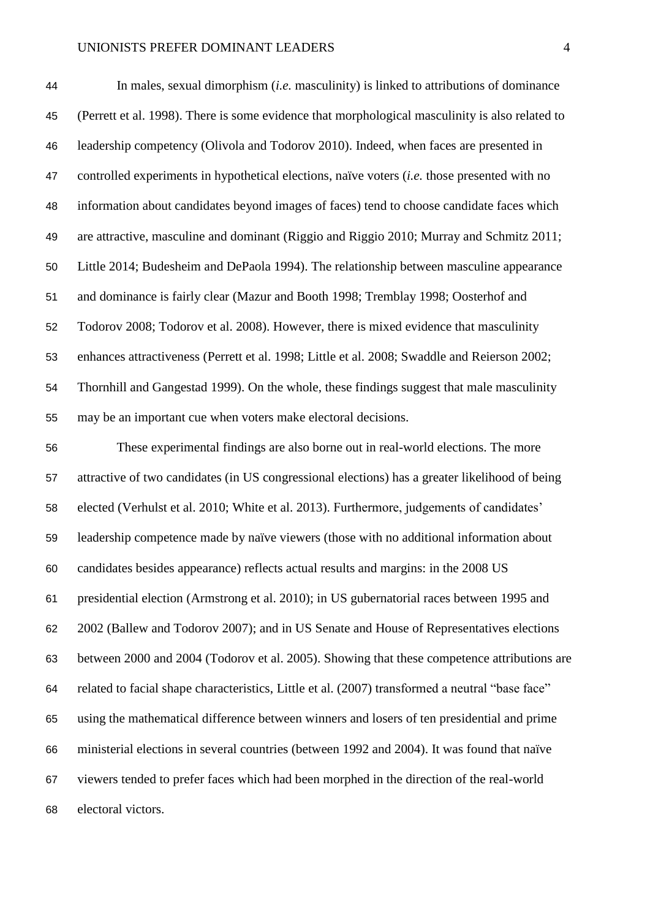In males, sexual dimorphism (*i.e.* masculinity) is linked to attributions of dominance (Perrett et al. 1998). There is some evidence that morphological masculinity is also related to leadership competency (Olivola and Todorov 2010). Indeed, when faces are presented in controlled experiments in hypothetical elections, naïve voters (*i.e.* those presented with no information about candidates beyond images of faces) tend to choose candidate faces which are attractive, masculine and dominant (Riggio and Riggio 2010; Murray and Schmitz 2011; Little 2014; Budesheim and DePaola 1994). The relationship between masculine appearance and dominance is fairly clear (Mazur and Booth 1998; Tremblay 1998; Oosterhof and Todorov 2008; Todorov et al. 2008). However, there is mixed evidence that masculinity enhances attractiveness (Perrett et al. 1998; Little et al. 2008; Swaddle and Reierson 2002; Thornhill and Gangestad 1999). On the whole, these findings suggest that male masculinity may be an important cue when voters make electoral decisions.

These experimental findings are also borne out in real-world elections. The more attractive of two candidates (in US congressional elections) has a greater likelihood of being elected (Verhulst et al. 2010; White et al. 2013). Furthermore, judgements of candidates' leadership competence made by naïve viewers (those with no additional information about candidates besides appearance) reflects actual results and margins: in the 2008 US presidential election (Armstrong et al. 2010); in US gubernatorial races between 1995 and 2002 (Ballew and Todorov 2007); and in US Senate and House of Representatives elections between 2000 and 2004 (Todorov et al. 2005). Showing that these competence attributions are related to facial shape characteristics, Little et al. (2007) transformed a neutral "base face" using the mathematical difference between winners and losers of ten presidential and prime ministerial elections in several countries (between 1992 and 2004). It was found that naïve viewers tended to prefer faces which had been morphed in the direction of the real-world electoral victors.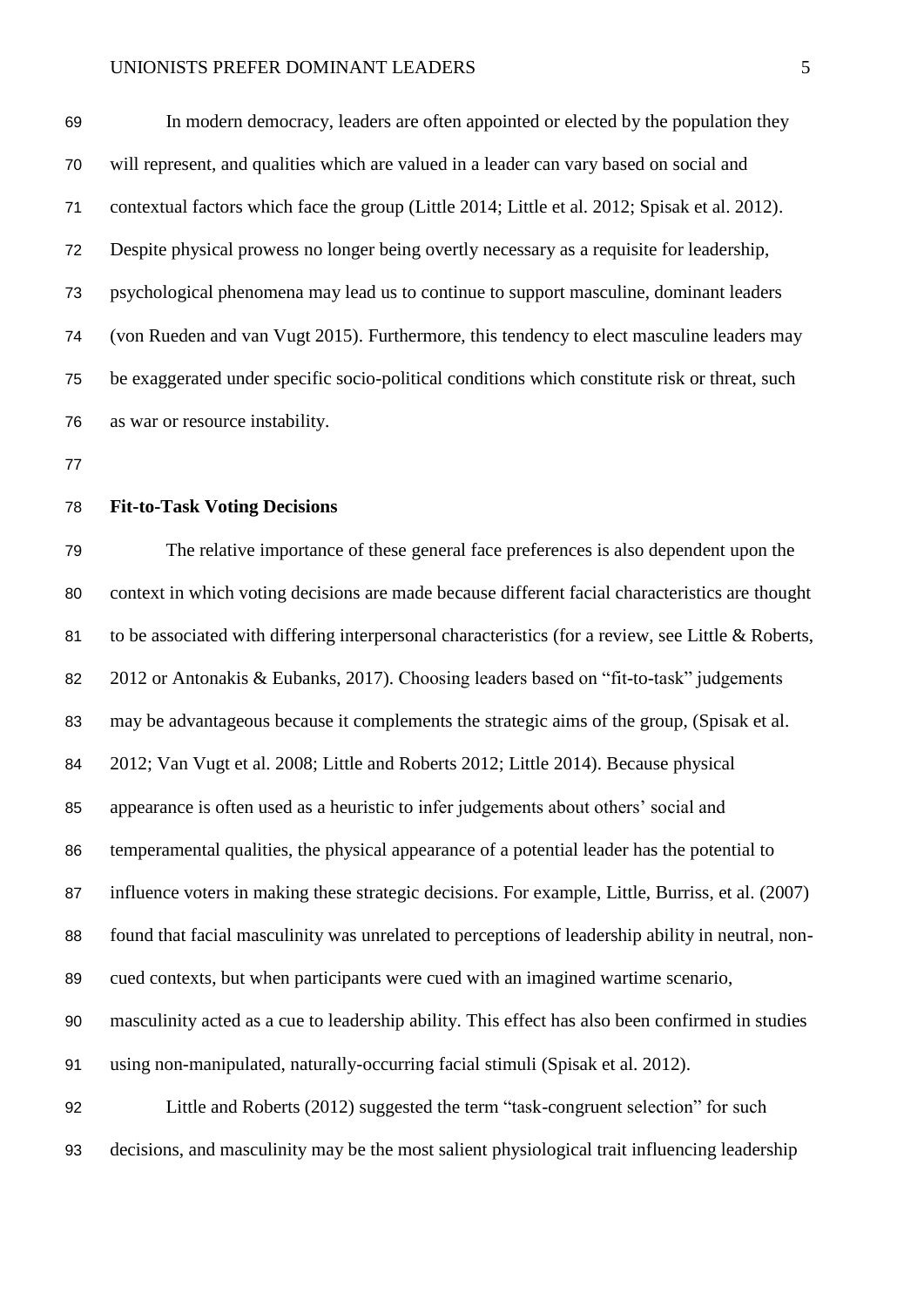In modern democracy, leaders are often appointed or elected by the population they will represent, and qualities which are valued in a leader can vary based on social and contextual factors which face the group (Little 2014; Little et al. 2012; Spisak et al. 2012). Despite physical prowess no longer being overtly necessary as a requisite for leadership, psychological phenomena may lead us to continue to support masculine, dominant leaders (von Rueden and van Vugt 2015). Furthermore, this tendency to elect masculine leaders may be exaggerated under specific socio-political conditions which constitute risk or threat, such as war or resource instability.

## Fit-to-Task Voting Decisions

The relative importance of these general face preferences is also dependent upon the context in which voting decisions are made because different facial characteristics are thought to be associated with differing interpersonal characteristics (for a review, see Little & Roberts, 2012 or Antonakis & Eubanks, 2017). Choosing leaders based on "fit-to-task" judgements may be advantageous because it complements the strategic aims of the group, (Spisak et al. 2012; Van Vugt et al. 2008; Little and Roberts 2012; Little 2014). Because physical appearance is often used as a heuristic to infer judgements about others' social and temperamental qualities, the physical appearance of a potential leader has the potential to influence voters in making these strategic decisions. For example, Little, Burriss, et al. (2007) found that facial masculinity was unrelated to perceptions of leadership ability in neutral, non-cued contexts, but when participants were cued with an imagined wartime scenario, masculinity acted as a cue to leadership ability. This effect has also been confirmed in studies using non-manipulated, naturally-occurring facial stimuli (Spisak et al. 2012).

Little and Roberts (2012) suggested the term "task-congruent selection" for such decisions, and masculinity may be the most salient physiological trait influencing leadership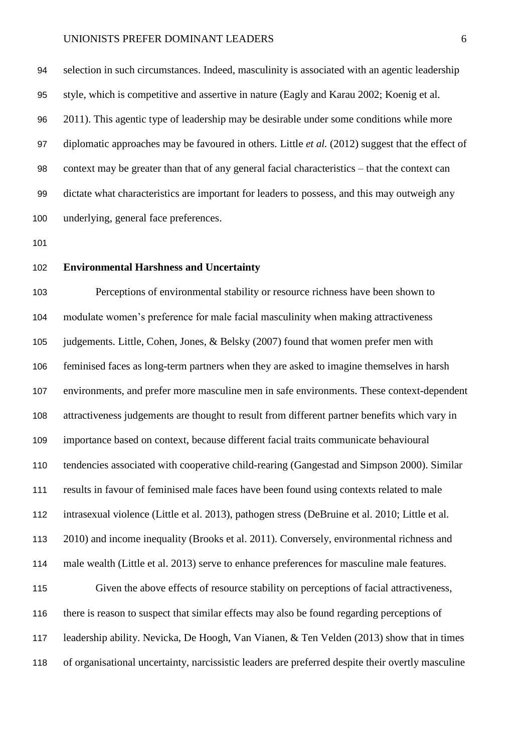selection in such circumstances. Indeed, masculinity is associated with an agentic leadership style, which is competitive and assertive in nature (Eagly and Karau 2002; Koenig et al. 2011). This agentic type of leadership may be desirable under some conditions while more diplomatic approaches may be favoured in others. Little *et al.* (2012) suggest that the effect of context may be greater than that of any general facial characteristics – that the context can dictate what characteristics are important for leaders to possess, and this may outweigh any underlying, general face preferences.

## Environmental Harshness and Uncertainty

Perceptions of environmental stability or resource richness have been shown to modulate women's preference for male facial masculinity when making attractiveness judgements. Little, Cohen, Jones, & Belsky (2007) found that women prefer men with feminised faces as long-term partners when they are asked to imagine themselves in harsh environments, and prefer more masculine men in safe environments. These context-dependent attractiveness judgements are thought to result from different partner benefits which vary in importance based on context, because different facial traits communicate behavioural tendencies associated with cooperative child-rearing (Gangestad and Simpson 2000). Similar results in favour of feminised male faces have been found using contexts related to male intrasexual violence (Little et al. 2013), pathogen stress (DeBruine et al. 2010; Little et al. 2010) and income inequality (Brooks et al. 2011). Conversely, environmental richness and male wealth (Little et al. 2013) serve to enhance preferences for masculine male features.

Given the above effects of resource stability on perceptions of facial attractiveness, there is reason to suspect that similar effects may also be found regarding perceptions of leadership ability. Nevicka, De Hoogh, Van Vianen, & Ten Velden (2013) show that in times of organisational uncertainty, narcissistic leaders are preferred despite their overtly masculine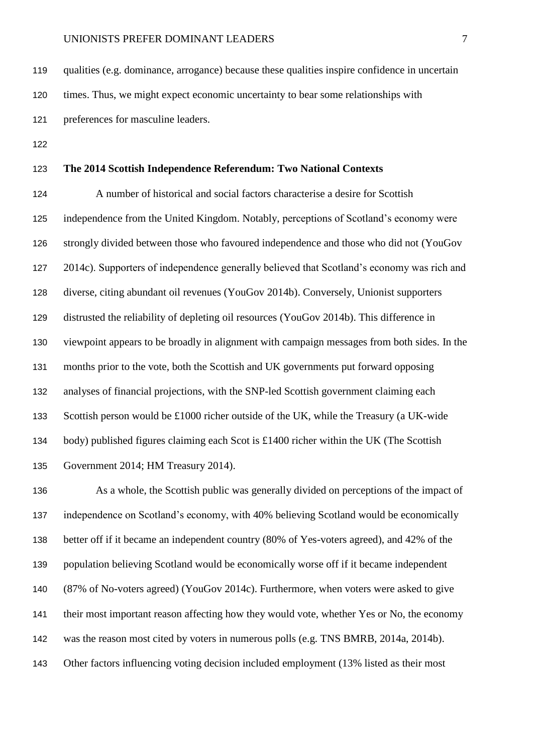qualities (e.g. dominance, arrogance) because these qualities inspire confidence in uncertain times. Thus, we might expect economic uncertainty to bear some relationships with preferences for masculine leaders.

## The 2014 Scottish Independence Referendum: Two National Contexts

A number of historical and social factors characterise a desire for Scottish independence from the United Kingdom. Notably, perceptions of Scotland's economy were strongly divided between those who favoured independence and those who did not (YouGov 2014c). Supporters of independence generally believed that Scotland's economy was rich and diverse, citing abundant oil revenues (YouGov 2014b). Conversely, Unionist supporters distrusted the reliability of depleting oil resources (YouGov 2014b). This difference in viewpoint appears to be broadly in alignment with campaign messages from both sides. In the months prior to the vote, both the Scottish and UK governments put forward opposing analyses of financial projections, with the SNP-led Scottish government claiming each Scottish person would be £1000 richer outside of the UK, while the Treasury (a UK-wide body) published figures claiming each Scot is £1400 richer within the UK (The Scottish Government 2014; HM Treasury 2014).

As a whole, the Scottish public was generally divided on perceptions of the impact of independence on Scotland's economy, with 40% believing Scotland would be economically better off if it became an independent country (80% of Yes-voters agreed), and 42% of the population believing Scotland would be economically worse off if it became independent (87% of No-voters agreed) (YouGov 2014c). Furthermore, when voters were asked to give their most important reason affecting how they would vote, whether Yes or No, the economy was the reason most cited by voters in numerous polls (e.g. TNS BMRB, 2014a, 2014b). Other factors influencing voting decision included employment (13% listed as their most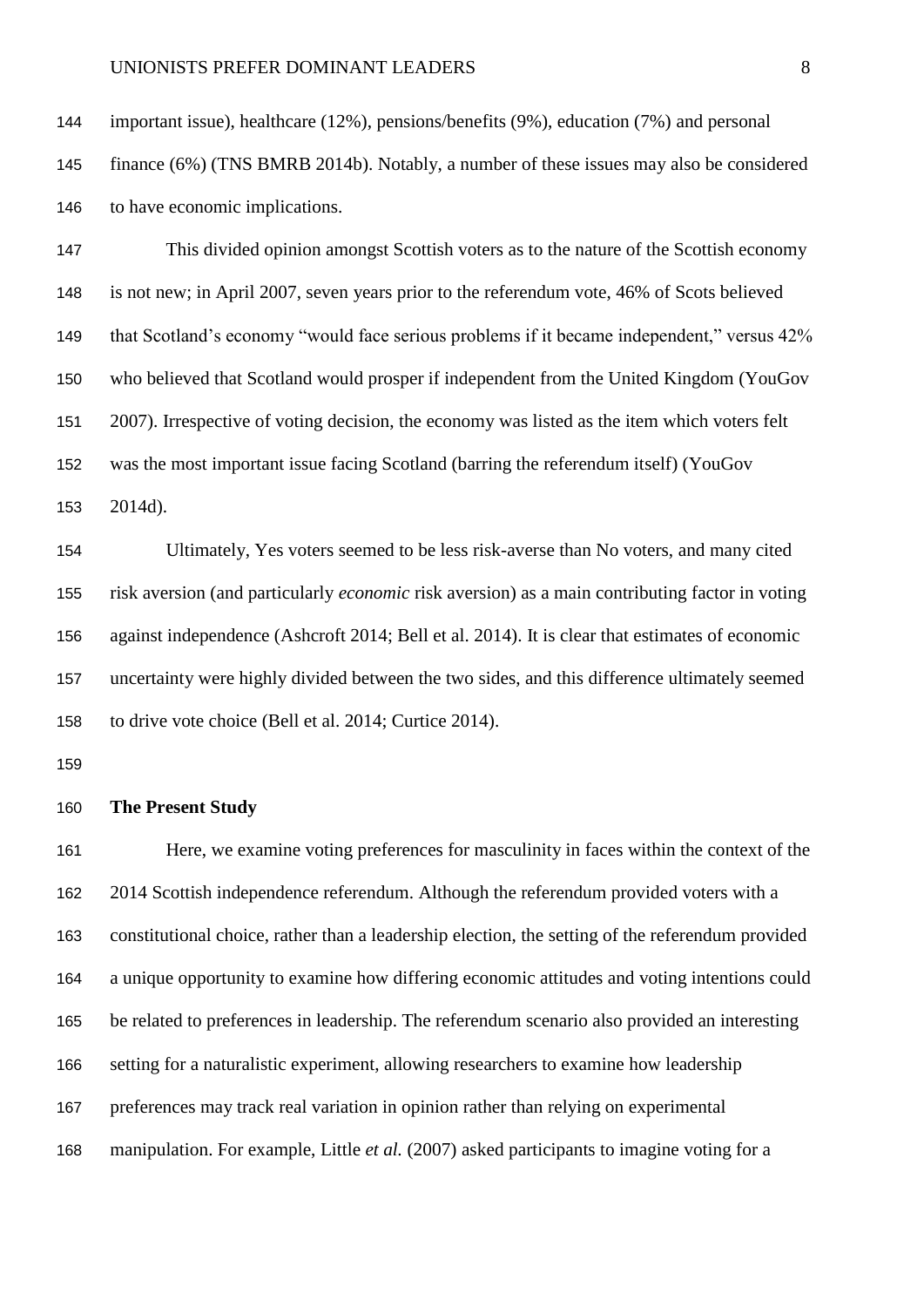important issue), healthcare (12%), pensions/benefits (9%), education (7%) and personal finance (6%) (TNS BMRB 2014b). Notably, a number of these issues may also be considered to have economic implications.

This divided opinion amongst Scottish voters as to the nature of the Scottish economy is not new; in April 2007, seven years prior to the referendum vote, 46% of Scots believed that Scotland's economy "would face serious problems if it became independent," versus 42% who believed that Scotland would prosper if independent from the United Kingdom (YouGov 2007). Irrespective of voting decision, the economy was listed as the item which voters felt was the most important issue facing Scotland (barring the referendum itself) (YouGov 2014d).

Ultimately, Yes voters seemed to be less risk-averse than No voters, and many cited risk aversion (and particularly *economic* risk aversion) as a main contributing factor in voting against independence (Ashcroft 2014; Bell et al. 2014). It is clear that estimates of economic uncertainty were highly divided between the two sides, and this difference ultimately seemed to drive vote choice (Bell et al. 2014; Curtice 2014).

**The Present Study**

Here, we examine voting preferences for masculinity in faces within the context of the 2014 Scottish independence referendum. Although the referendum provided voters with a constitutional choice, rather than a leadership election, the setting of the referendum provided a unique opportunity to examine how differing economic attitudes and voting intentions could be related to preferences in leadership. The referendum scenario also provided an interesting setting for a naturalistic experiment, allowing researchers to examine how leadership preferences may track real variation in opinion rather than relying on experimental manipulation. For example, Little *et al.* (2007) asked participants to imagine voting for a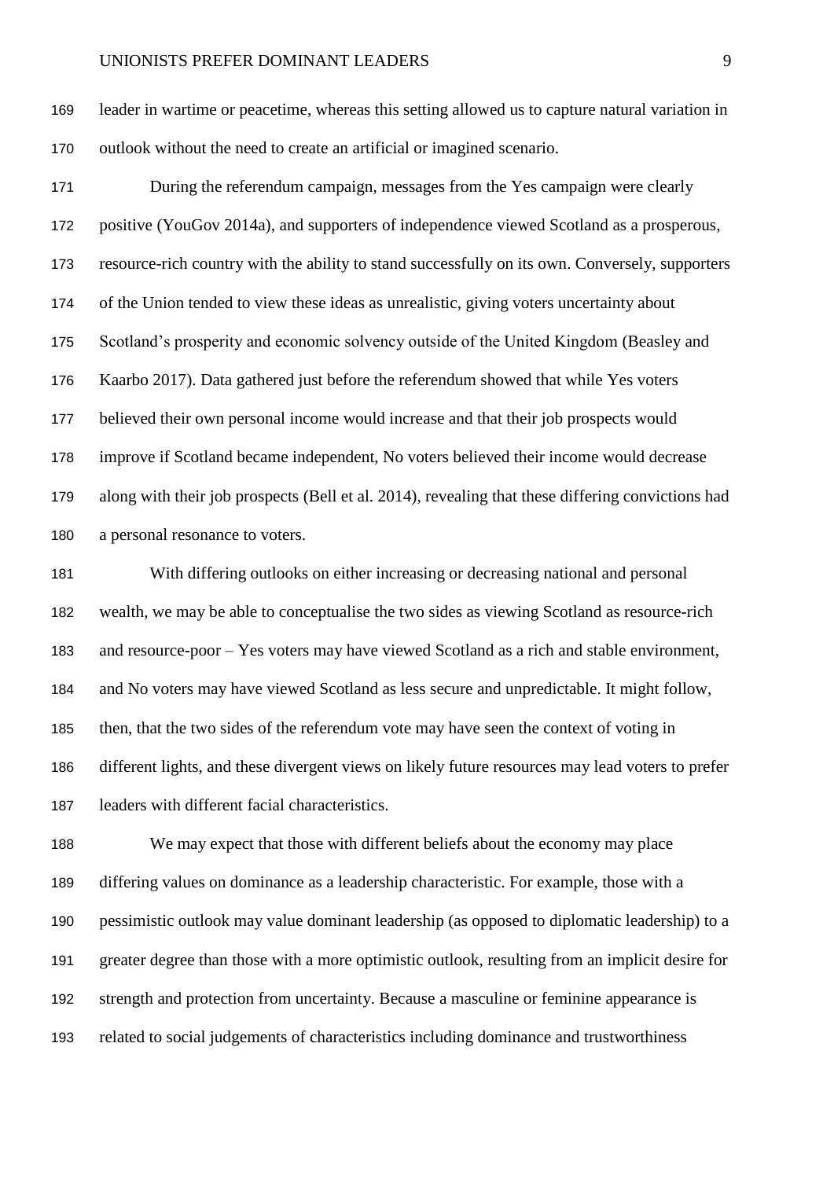leader in wartime or peacetime, whereas this setting allowed us to capture natural variation in outlook without the need to create an artificial or imagined scenario.

During the referendum campaign, messages from the Yes campaign were clearly positive (YouGov 2014a), and supporters of independence viewed Scotland as a prosperous, resource-rich country with the ability to stand successfully on its own. Conversely, supporters of the Union tended to view these ideas as unrealistic, giving voters uncertainty about Scotland's prosperity and economic solvency outside of the United Kingdom (Beasley and Kaarbo 2017). Data gathered just before the referendum showed that while Yes voters believed their own personal income would increase and that their job prospects would improve if Scotland became independent, No voters believed their income would decrease along with their job prospects (Bell et al. 2014), revealing that these differing convictions had a personal resonance to voters.

With differing outlooks on either increasing or decreasing national and personal wealth, we may be able to conceptualise the two sides as viewing Scotland as resource-rich and resource-poor – Yes voters may have viewed Scotland as a rich and stable environment, and No voters may have viewed Scotland as less secure and unpredictable. It might follow, then, that the two sides of the referendum vote may have seen the context of voting in different lights, and these divergent views on likely future resources may lead voters to prefer leaders with different facial characteristics.

We may expect that those with different beliefs about the economy may place differing values on dominance as a leadership characteristic. For example, those with a pessimistic outlook may value dominant leadership (as opposed to diplomatic leadership) to a greater degree than those with a more optimistic outlook, resulting from an implicit desire for strength and protection from uncertainty. Because a masculine or feminine appearance is related to social judgements of characteristics including dominance and trustworthiness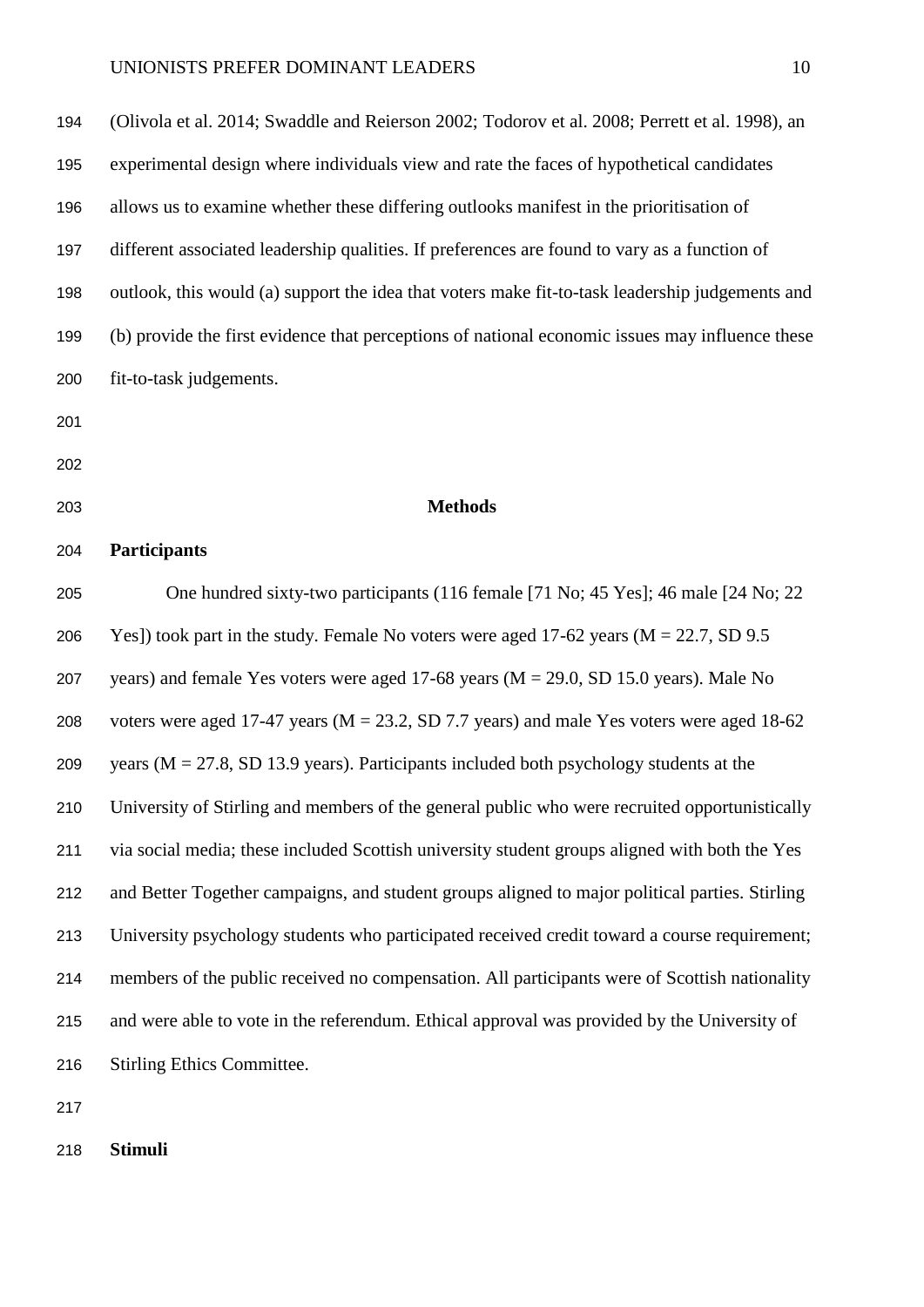(Olivola et al. 2014; Swaddle and Reierson 2002; Todorov et al. 2008; Perrett et al. 1998), an experimental design where individuals view and rate the faces of hypothetical candidates allows us to examine whether these differing outlooks manifest in the prioritisation of different associated leadership qualities. If preferences are found to vary as a function of outlook, this would (a) support the idea that voters make fit-to-task leadership judgements and (b) provide the first evidence that perceptions of national economic issues may influence these fit-to-task judgements.

## Methods

### Participants

One hundred sixty-two participants (116 female [71 No; 45 Yes]; 46 male [24 No; 22 Yes]) took part in the study. Female No voters were aged 17-62 years (M = 22.7, SD 9.5 years) and female Yes voters were aged 17-68 years (M = 29.0, SD 15.0 years). Male No voters were aged 17-47 years (M = 23.2, SD 7.7 years) and male Yes voters were aged 18-62 years (M = 27.8, SD 13.9 years). Participants included both psychology students at the University of Stirling and members of the general public who were recruited opportunistically via social media; these included Scottish university student groups aligned with both the Yes and Better Together campaigns, and student groups aligned to major political parties. Stirling University psychology students who participated received credit toward a course requirement; members of the public received no compensation. All participants were of Scottish nationality and were able to vote in the referendum. Ethical approval was provided by the University of Stirling Ethics Committee.

### Stimuli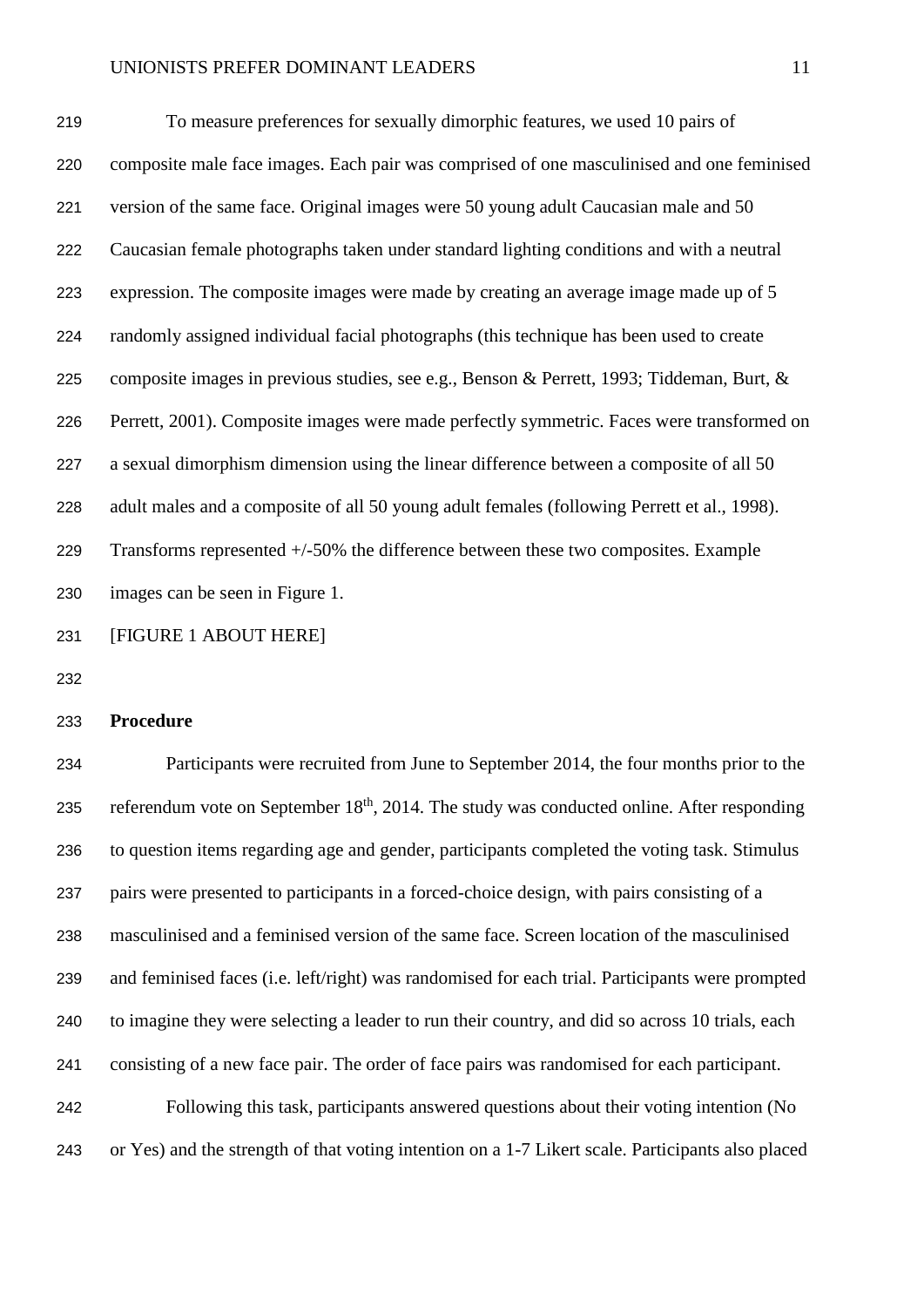To measure preferences for sexually dimorphic features, we used 10 pairs of composite male face images. Each pair was comprised of one masculinised and one feminised version of the same face. Original images were 50 young adult Caucasian male and 50 Caucasian female photographs taken under standard lighting conditions and with a neutral expression. The composite images were made by creating an average image made up of 5 randomly assigned individual facial photographs (this technique has been used to create composite images in previous studies, see e.g., Benson & Perrett, 1993; Tiddeman, Burt, & Perrett, 2001). Composite images were made perfectly symmetric. Faces were transformed on a sexual dimorphism dimension using the linear difference between a composite of all 50 adult males and a composite of all 50 young adult females (following Perrett et al., 1998). Transforms represented +/-50% the difference between these two composites. Example images can be seen in Figure 1.

[FIGURE 1 ABOUT HERE]

**Procedure**

Participants were recruited from June to September 2014, the four months prior to the referendum vote on September 18th, 2014. The study was conducted online. After responding to question items regarding age and gender, participants completed the voting task. Stimulus pairs were presented to participants in a forced-choice design, with pairs consisting of a masculinised and a feminised version of the same face. Screen location of the masculinised and feminised faces (i.e. left/right) was randomised for each trial. Participants were prompted to imagine they were selecting a leader to run their country, and did so across 10 trials, each consisting of a new face pair. The order of face pairs was randomised for each participant.

Following this task, participants answered questions about their voting intention (No or Yes) and the strength of that voting intention on a 1-7 Likert scale. Participants also placed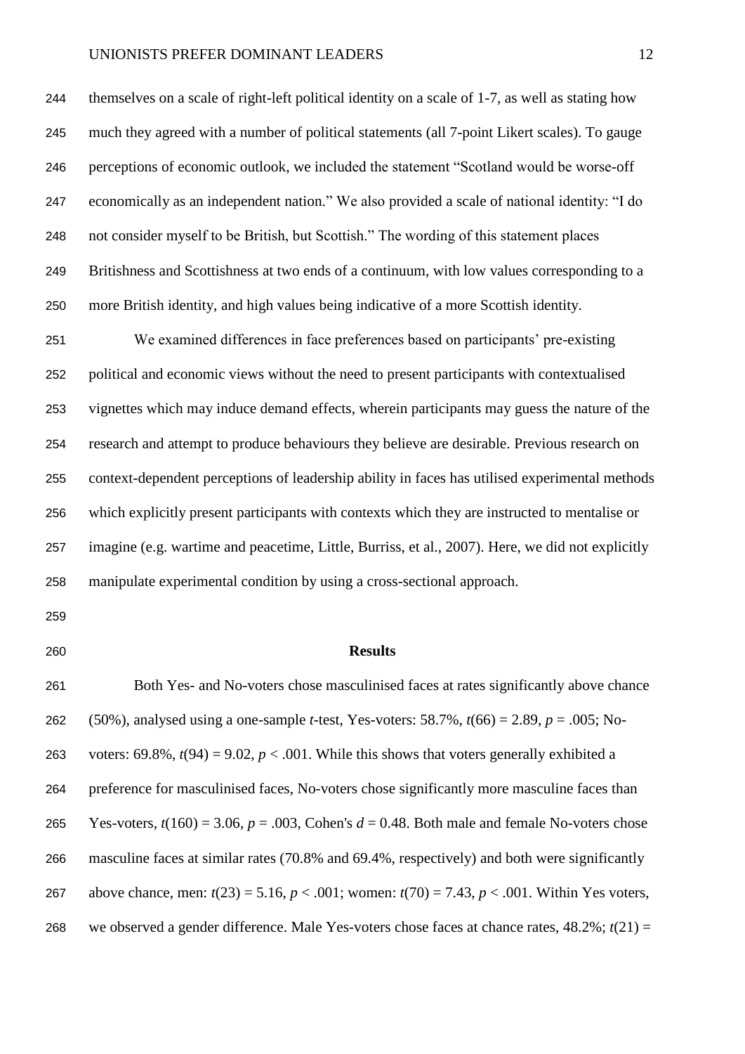themselves on a scale of right-left political identity on a scale of 1-7, as well as stating how much they agreed with a number of political statements (all 7-point Likert scales). To gauge perceptions of economic outlook, we included the statement "Scotland would be worse-off economically as an independent nation." We also provided a scale of national identity: "I do not consider myself to be British, but Scottish." The wording of this statement places Britishness and Scottishness at two ends of a continuum, with low values corresponding to a more British identity, and high values being indicative of a more Scottish identity.

We examined differences in face preferences based on participants' pre-existing political and economic views without the need to present participants with contextualised vignettes which may induce demand effects, wherein participants may guess the nature of the research and attempt to produce behaviours they believe are desirable. Previous research on context-dependent perceptions of leadership ability in faces has utilised experimental methods which explicitly present participants with contexts which they are instructed to mentalise or imagine (e.g. wartime and peacetime, Little, Burriss, et al., 2007). Here, we did not explicitly manipulate experimental condition by using a cross-sectional approach.

## Results

Both Yes- and No-voters chose masculinised faces at rates significantly above chance (50%), analysed using a one-sample *t*-test, Yes-voters: 58.7%, $t(66) = 2.89$, $p = .005$; No-voters: 69.8%, $t(94) = 9.02$, $p < .001$. While this shows that voters generally exhibited a preference for masculinised faces, No-voters chose significantly more masculine faces than Yes-voters, $t(160) = 3.06$, $p = .003$, Cohen's $d = 0.48$. Both male and female No-voters chose masculine faces at similar rates (70.8% and 69.4%, respectively) and both were significantly above chance, men: $t(23) = 5.16$, $p < .001$; women: $t(70) = 7.43$, $p < .001$. Within Yes voters, we observed a gender difference. Male Yes-voters chose faces at chance rates, 48.2%; $t(21) =$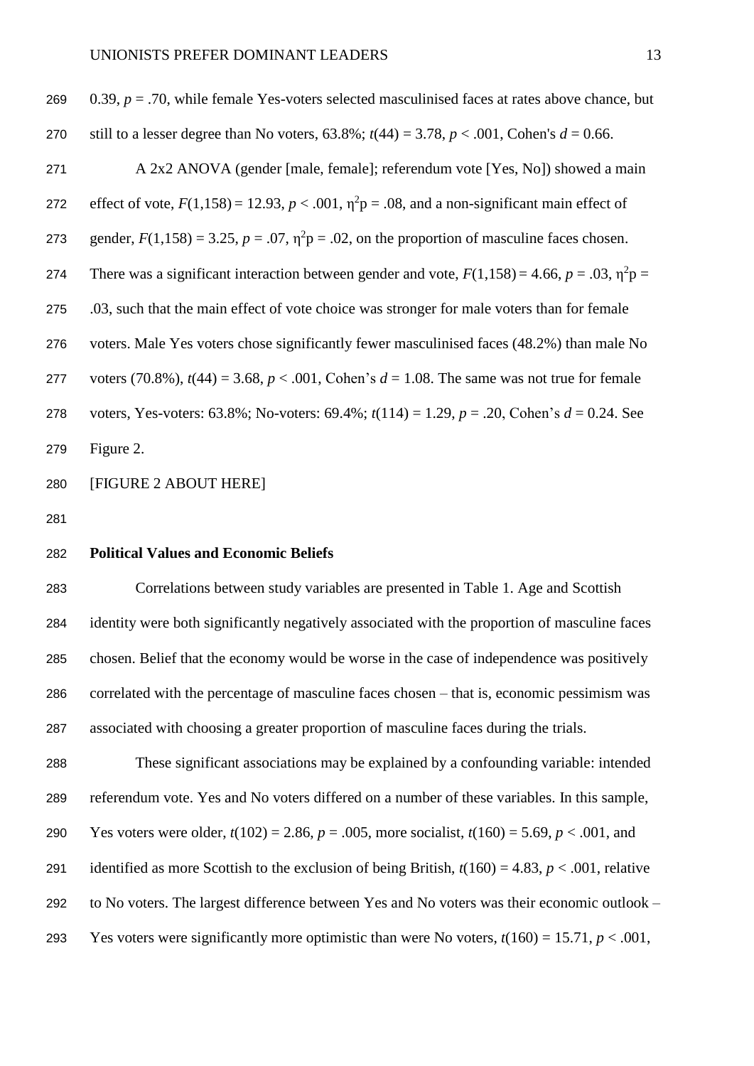0.39, $p$ = .70, while female Yes-voters selected masculinised faces at rates above chance, but still to a lesser degree than No voters, 63.8%; $t(44) = 3.78$, $p < .001$, Cohen's $d = 0.66$.

A 2x2 ANOVA (gender [male, female]; referendum vote [Yes, No]) showed a main effect of vote, $F(1,158) = 12.93$, $p < .001$, $\eta^2p = .08$, and a non-significant main effect of gender, $F(1,158) = 3.25$, $p = .07$, $\eta^2p = .02$, on the proportion of masculine faces chosen. There was a significant interaction between gender and vote, $F(1,158) = 4.66$, $p = .03$, $\eta^2p = .03$, such that the main effect of vote choice was stronger for male voters than for female voters. Male Yes voters chose significantly fewer masculinised faces (48.2%) than male No voters (70.8%), $t(44) = 3.68$, $p < .001$, Cohen's $d = 1.08$. The same was not true for female voters, Yes-voters: 63.8%; No-voters: 69.4%; $t(114) = 1.29$, $p = .20$, Cohen's $d = 0.24$. See Figure 2.

[FIGURE 2 ABOUT HERE]

**Political Values and Economic Beliefs**

Correlations between study variables are presented in Table 1. Age and Scottish identity were both significantly negatively associated with the proportion of masculine faces chosen. Belief that the economy would be worse in the case of independence was positively correlated with the percentage of masculine faces chosen – that is, economic pessimism was associated with choosing a greater proportion of masculine faces during the trials.

These significant associations may be explained by a confounding variable: intended referendum vote. Yes and No voters differed on a number of these variables. In this sample, Yes voters were older, $t(102) = 2.86$, $p = .005$, more socialist, $t(160) = 5.69$, $p < .001$, and identified as more Scottish to the exclusion of being British, $t(160) = 4.83$, $p < .001$, relative to No voters. The largest difference between Yes and No voters was their economic outlook – Yes voters were significantly more optimistic than were No voters, $t(160) = 15.71$, $p < .001$,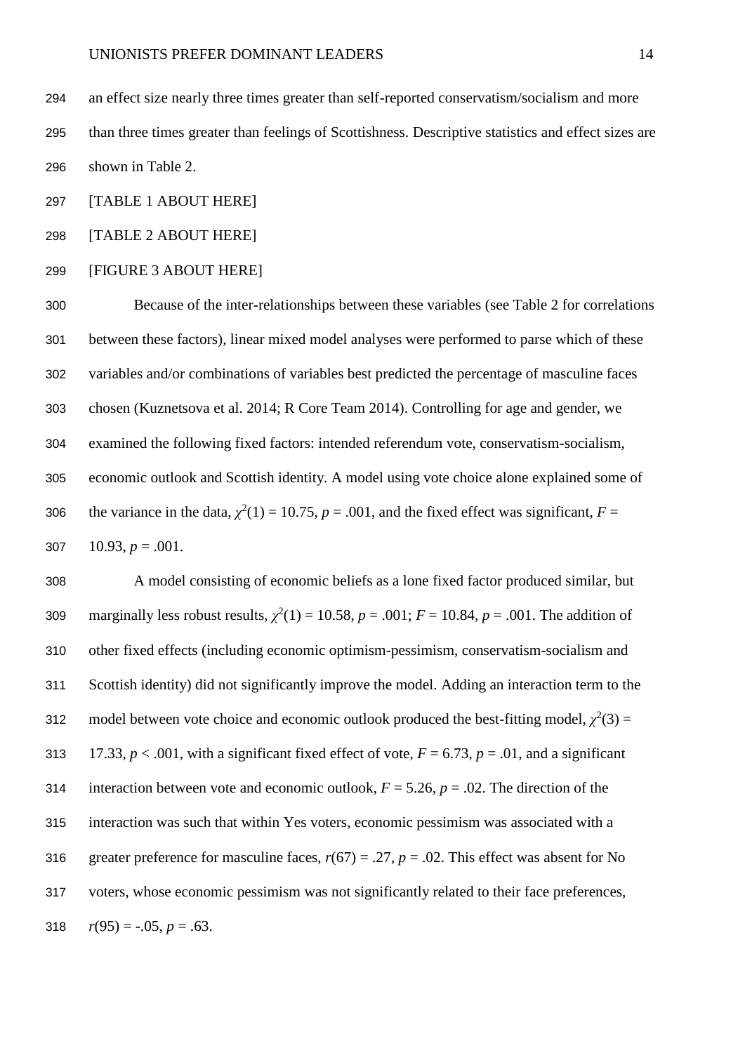an effect size nearly three times greater than self-reported conservatism/socialism and more than three times greater than feelings of Scottishness. Descriptive statistics and effect sizes are shown in Table 2.

[TABLE 1 ABOUT HERE]

[TABLE 2 ABOUT HERE]

[FIGURE 3 ABOUT HERE]

Because of the inter-relationships between these variables (see Table 2 for correlations between these factors), linear mixed model analyses were performed to parse which of these variables and/or combinations of variables best predicted the percentage of masculine faces chosen (Kuznetsova et al. 2014; R Core Team 2014). Controlling for age and gender, we examined the following fixed factors: intended referendum vote, conservatism-socialism, economic outlook and Scottish identity. A model using vote choice alone explained some of the variance in the data, $\chi^2(1) = 10.75$, $p = .001$, and the fixed effect was significant, $F = 10.93$, $p = .001$.

A model consisting of economic beliefs as a lone fixed factor produced similar, but marginally less robust results, $\chi^2(1) = 10.58$, $p = .001$; $F = 10.84$, $p = .001$. The addition of other fixed effects (including economic optimism-pessimism, conservatism-socialism and Scottish identity) did not significantly improve the model. Adding an interaction term to the model between vote choice and economic outlook produced the best-fitting model, $\chi^2(3) = 17.33$, $p < .001$, with a significant fixed effect of vote, $F = 6.73$, $p = .01$, and a significant interaction between vote and economic outlook, $F = 5.26$, $p = .02$. The direction of the interaction was such that within Yes voters, economic pessimism was associated with a greater preference for masculine faces, $r(67) = .27$, $p = .02$. This effect was absent for No voters, whose economic pessimism was not significantly related to their face preferences, $r(95) = -.05$, $p = .63$.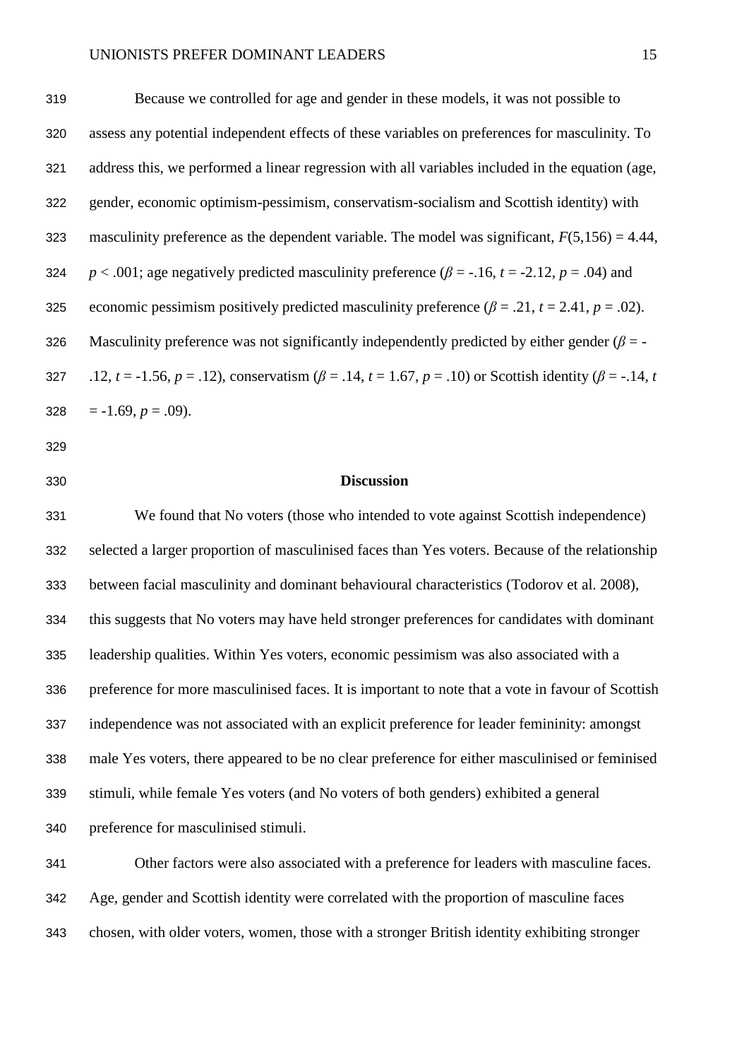Because we controlled for age and gender in these models, it was not possible to assess any potential independent effects of these variables on preferences for masculinity. To address this, we performed a linear regression with all variables included in the equation (age, gender, economic optimism-pessimism, conservatism-socialism and Scottish identity) with masculinity preference as the dependent variable. The model was significant, $F(5,156) = 4.44$, $p < .001$; age negatively predicted masculinity preference ($\beta = -.16$, $t = -2.12$, $p = .04$) and economic pessimism positively predicted masculinity preference ($\beta = .21$, $t = 2.41$, $p = .02$). Masculinity preference was not significantly independently predicted by either gender ($\beta = -.12$, $t = -1.56$, $p = .12$), conservatism ($\beta = .14$, $t = 1.67$, $p = .10$) or Scottish identity ($\beta = -.14$, $t = -1.69$, $p = .09$).

## Discussion

We found that No voters (those who intended to vote against Scottish independence) selected a larger proportion of masculinised faces than Yes voters. Because of the relationship between facial masculinity and dominant behavioural characteristics (Todorov et al. 2008), this suggests that No voters may have held stronger preferences for candidates with dominant leadership qualities. Within Yes voters, economic pessimism was also associated with a preference for more masculinised faces. It is important to note that a vote in favour of Scottish independence was not associated with an explicit preference for leader femininity: amongst male Yes voters, there appeared to be no clear preference for either masculinised or feminised stimuli, while female Yes voters (and No voters of both genders) exhibited a general preference for masculinised stimuli.

Other factors were also associated with a preference for leaders with masculine faces. Age, gender and Scottish identity were correlated with the proportion of masculine faces chosen, with older voters, women, those with a stronger British identity exhibiting stronger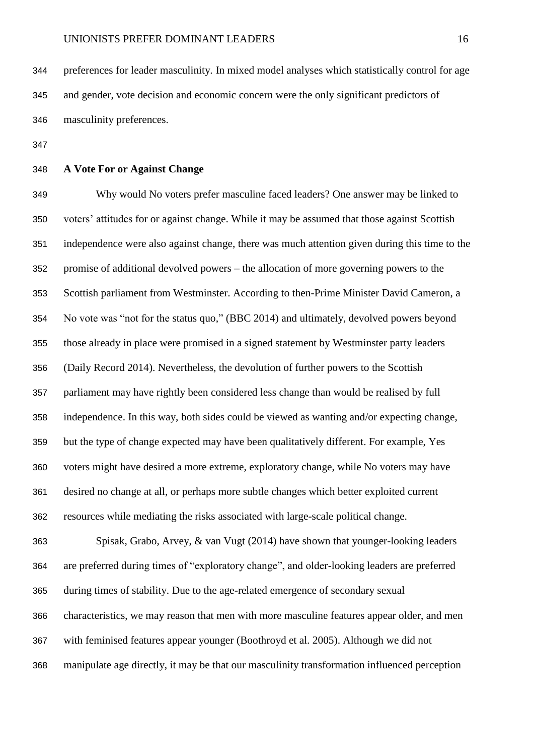preferences for leader masculinity. In mixed model analyses which statistically control for age and gender, vote decision and economic concern were the only significant predictors of masculinity preferences.

**A Vote For or Against Change**

Why would No voters prefer masculine faced leaders? One answer may be linked to voters' attitudes for or against change. While it may be assumed that those against Scottish independence were also against change, there was much attention given during this time to the promise of additional devolved powers – the allocation of more governing powers to the Scottish parliament from Westminster. According to then-Prime Minister David Cameron, a No vote was "not for the status quo," (BBC 2014) and ultimately, devolved powers beyond those already in place were promised in a signed statement by Westminster party leaders (Daily Record 2014). Nevertheless, the devolution of further powers to the Scottish parliament may have rightly been considered less change than would be realised by full independence. In this way, both sides could be viewed as wanting and/or expecting change, but the type of change expected may have been qualitatively different. For example, Yes voters might have desired a more extreme, exploratory change, while No voters may have desired no change at all, or perhaps more subtle changes which better exploited current resources while mediating the risks associated with large-scale political change.

Spisak, Grabo, Arvey, & van Vugt (2014) have shown that younger-looking leaders are preferred during times of "exploratory change", and older-looking leaders are preferred during times of stability. Due to the age-related emergence of secondary sexual characteristics, we may reason that men with more masculine features appear older, and men with feminised features appear younger (Boothroyd et al. 2005). Although we did not manipulate age directly, it may be that our masculinity transformation influenced perception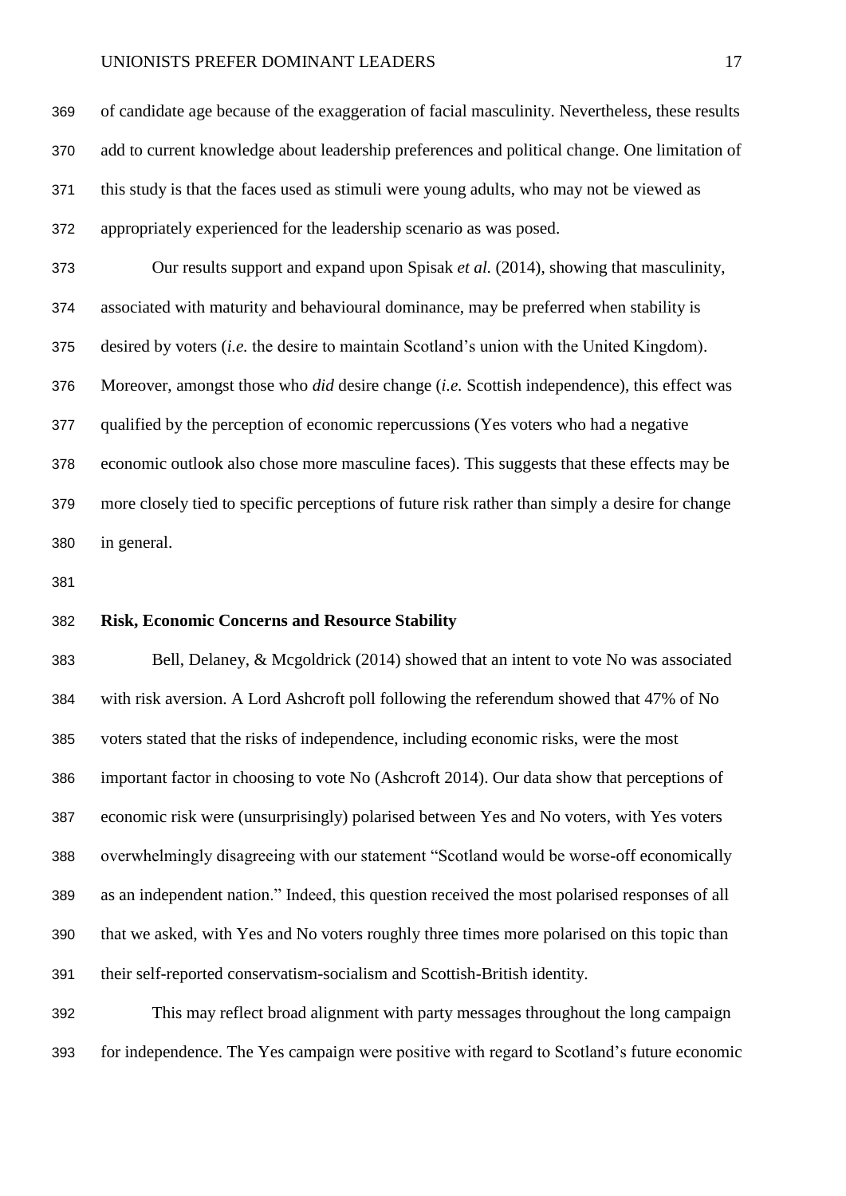of candidate age because of the exaggeration of facial masculinity. Nevertheless, these results add to current knowledge about leadership preferences and political change. One limitation of this study is that the faces used as stimuli were young adults, who may not be viewed as appropriately experienced for the leadership scenario as was posed.

Our results support and expand upon Spisak *et al.* (2014), showing that masculinity, associated with maturity and behavioural dominance, may be preferred when stability is desired by voters (*i.e.* the desire to maintain Scotland's union with the United Kingdom). Moreover, amongst those who *did* desire change (*i.e.* Scottish independence), this effect was qualified by the perception of economic repercussions (Yes voters who had a negative economic outlook also chose more masculine faces). This suggests that these effects may be more closely tied to specific perceptions of future risk rather than simply a desire for change in general.

**Risk, Economic Concerns and Resource Stability**

Bell, Delaney, & Mcgoldrick (2014) showed that an intent to vote No was associated with risk aversion. A Lord Ashcroft poll following the referendum showed that 47% of No voters stated that the risks of independence, including economic risks, were the most important factor in choosing to vote No (Ashcroft 2014). Our data show that perceptions of economic risk were (unsurprisingly) polarised between Yes and No voters, with Yes voters overwhelmingly disagreeing with our statement "Scotland would be worse-off economically as an independent nation." Indeed, this question received the most polarised responses of all that we asked, with Yes and No voters roughly three times more polarised on this topic than their self-reported conservatism-socialism and Scottish-British identity.

This may reflect broad alignment with party messages throughout the long campaign for independence. The Yes campaign were positive with regard to Scotland's future economic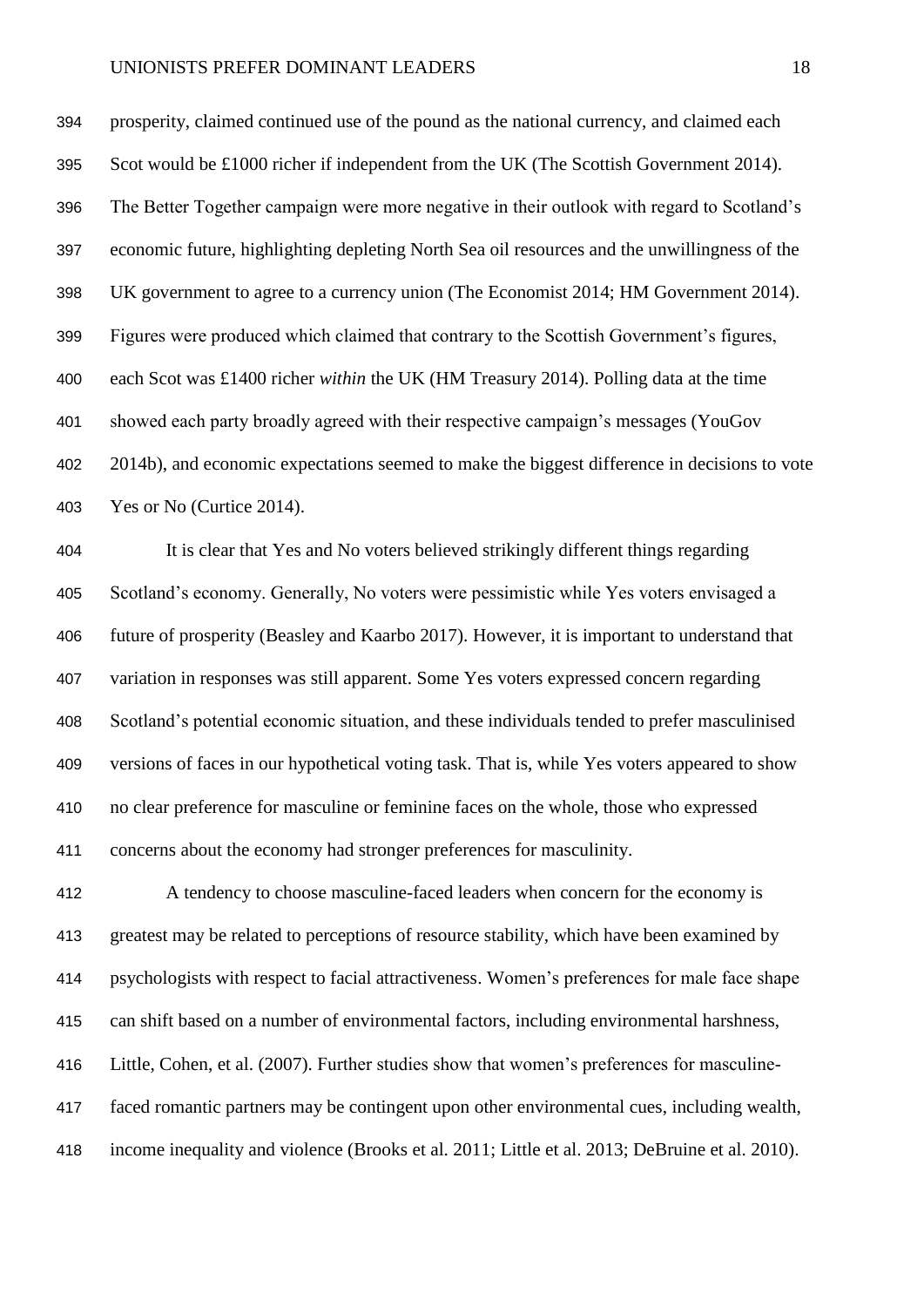prosperity, claimed continued use of the pound as the national currency, and claimed each Scot would be £1000 richer if independent from the UK (The Scottish Government 2014). The Better Together campaign were more negative in their outlook with regard to Scotland's economic future, highlighting depleting North Sea oil resources and the unwillingness of the UK government to agree to a currency union (The Economist 2014; HM Government 2014). Figures were produced which claimed that contrary to the Scottish Government's figures, each Scot was £1400 richer *within* the UK (HM Treasury 2014). Polling data at the time showed each party broadly agreed with their respective campaign's messages (YouGov 2014b), and economic expectations seemed to make the biggest difference in decisions to vote Yes or No (Curtice 2014).

It is clear that Yes and No voters believed strikingly different things regarding Scotland's economy. Generally, No voters were pessimistic while Yes voters envisaged a future of prosperity (Beasley and Kaarbo 2017). However, it is important to understand that variation in responses was still apparent. Some Yes voters expressed concern regarding Scotland's potential economic situation, and these individuals tended to prefer masculinised versions of faces in our hypothetical voting task. That is, while Yes voters appeared to show no clear preference for masculine or feminine faces on the whole, those who expressed concerns about the economy had stronger preferences for masculinity.

A tendency to choose masculine-faced leaders when concern for the economy is greatest may be related to perceptions of resource stability, which have been examined by psychologists with respect to facial attractiveness. Women's preferences for male face shape can shift based on a number of environmental factors, including environmental harshness, Little, Cohen, et al. (2007). Further studies show that women's preferences for masculine-faced romantic partners may be contingent upon other environmental cues, including wealth, income inequality and violence (Brooks et al. 2011; Little et al. 2013; DeBruine et al. 2010).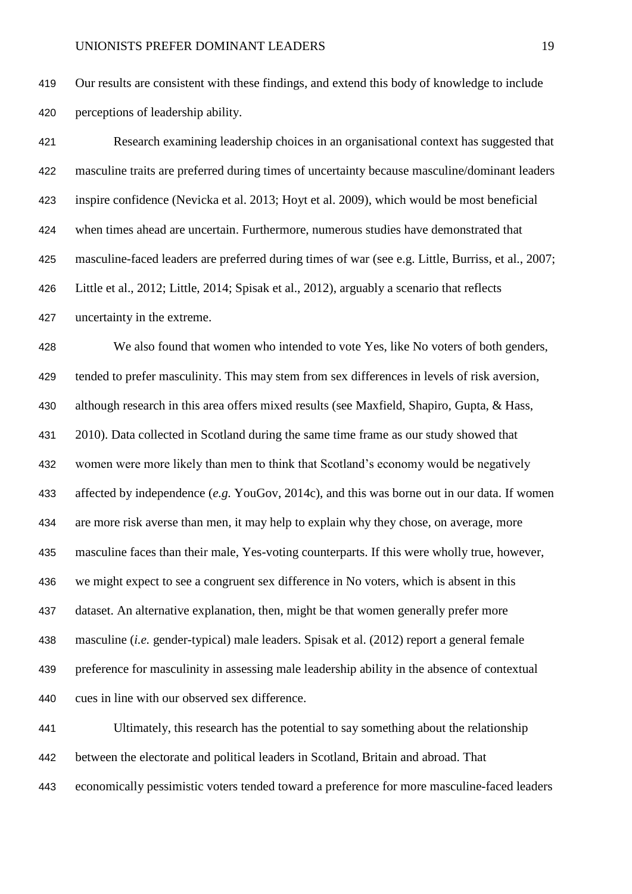Our results are consistent with these findings, and extend this body of knowledge to include perceptions of leadership ability.

Research examining leadership choices in an organisational context has suggested that masculine traits are preferred during times of uncertainty because masculine/dominant leaders inspire confidence (Nevicka et al. 2013; Hoyt et al. 2009), which would be most beneficial when times ahead are uncertain. Furthermore, numerous studies have demonstrated that masculine-faced leaders are preferred during times of war (see e.g. Little, Burriss, et al., 2007; Little et al., 2012; Little, 2014; Spisak et al., 2012), arguably a scenario that reflects uncertainty in the extreme.

We also found that women who intended to vote Yes, like No voters of both genders, tended to prefer masculinity. This may stem from sex differences in levels of risk aversion, although research in this area offers mixed results (see Maxfield, Shapiro, Gupta, & Hass, 2010). Data collected in Scotland during the same time frame as our study showed that women were more likely than men to think that Scotland's economy would be negatively affected by independence (*e.g.* YouGov, 2014c), and this was borne out in our data. If women are more risk averse than men, it may help to explain why they chose, on average, more masculine faces than their male, Yes-voting counterparts. If this were wholly true, however, we might expect to see a congruent sex difference in No voters, which is absent in this dataset. An alternative explanation, then, might be that women generally prefer more masculine (*i.e.* gender-typical) male leaders. Spisak et al. (2012) report a general female preference for masculinity in assessing male leadership ability in the absence of contextual cues in line with our observed sex difference.

Ultimately, this research has the potential to say something about the relationship between the electorate and political leaders in Scotland, Britain and abroad. That economically pessimistic voters tended toward a preference for more masculine-faced leaders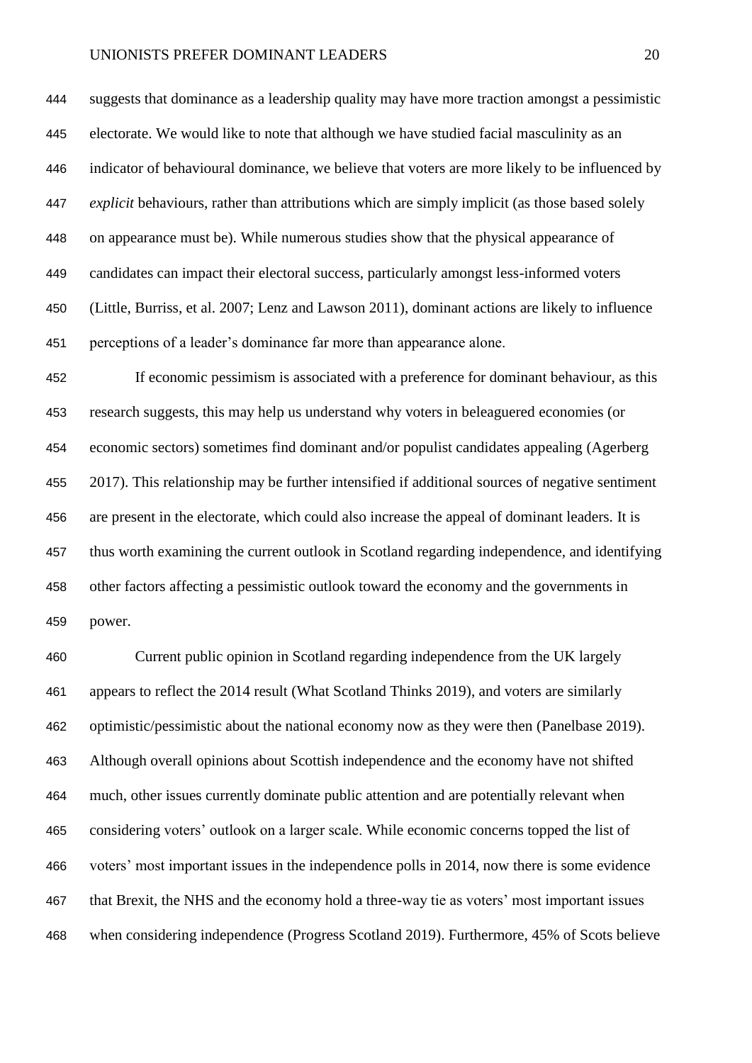suggests that dominance as a leadership quality may have more traction amongst a pessimistic electorate. We would like to note that although we have studied facial masculinity as an indicator of behavioural dominance, we believe that voters are more likely to be influenced by *explicit* behaviours, rather than attributions which are simply implicit (as those based solely on appearance must be). While numerous studies show that the physical appearance of candidates can impact their electoral success, particularly amongst less-informed voters (Little, Burriss, et al. 2007; Lenz and Lawson 2011), dominant actions are likely to influence perceptions of a leader's dominance far more than appearance alone.

If economic pessimism is associated with a preference for dominant behaviour, as this research suggests, this may help us understand why voters in beleaguered economies (or economic sectors) sometimes find dominant and/or populist candidates appealing (Agerberg 2017). This relationship may be further intensified if additional sources of negative sentiment are present in the electorate, which could also increase the appeal of dominant leaders. It is thus worth examining the current outlook in Scotland regarding independence, and identifying other factors affecting a pessimistic outlook toward the economy and the governments in power.

Current public opinion in Scotland regarding independence from the UK largely appears to reflect the 2014 result (What Scotland Thinks 2019), and voters are similarly optimistic/pessimistic about the national economy now as they were then (Panelbase 2019). Although overall opinions about Scottish independence and the economy have not shifted much, other issues currently dominate public attention and are potentially relevant when considering voters' outlook on a larger scale. While economic concerns topped the list of voters' most important issues in the independence polls in 2014, now there is some evidence that Brexit, the NHS and the economy hold a three-way tie as voters' most important issues when considering independence (Progress Scotland 2019). Furthermore, 45% of Scots believe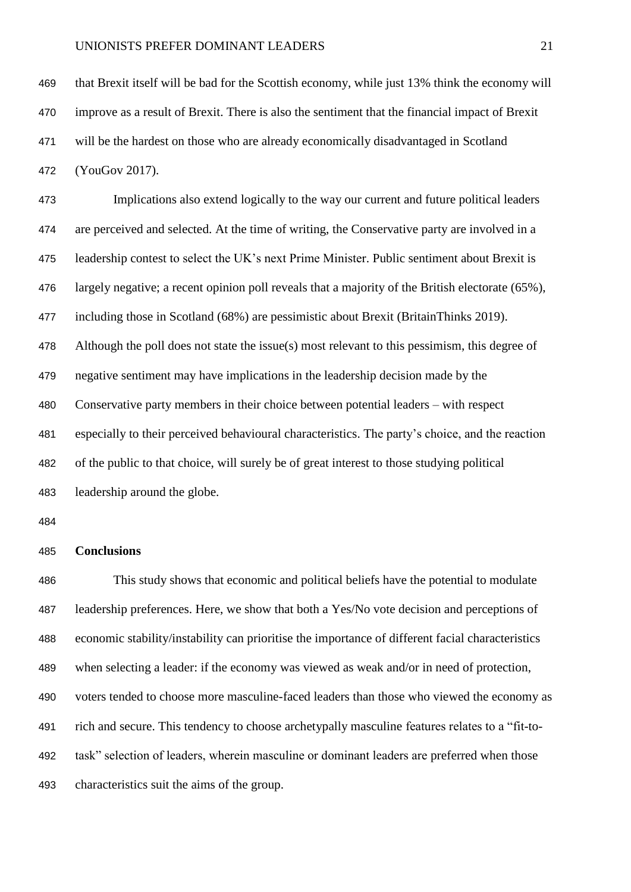that Brexit itself will be bad for the Scottish economy, while just 13% think the economy will improve as a result of Brexit. There is also the sentiment that the financial impact of Brexit will be the hardest on those who are already economically disadvantaged in Scotland (YouGov 2017).

Implications also extend logically to the way our current and future political leaders are perceived and selected. At the time of writing, the Conservative party are involved in a leadership contest to select the UK's next Prime Minister. Public sentiment about Brexit is largely negative; a recent opinion poll reveals that a majority of the British electorate (65%), including those in Scotland (68%) are pessimistic about Brexit (BritainThinks 2019). Although the poll does not state the issue(s) most relevant to this pessimism, this degree of negative sentiment may have implications in the leadership decision made by the Conservative party members in their choice between potential leaders – with respect especially to their perceived behavioural characteristics. The party's choice, and the reaction of the public to that choice, will surely be of great interest to those studying political leadership around the globe.

**Conclusions**

This study shows that economic and political beliefs have the potential to modulate leadership preferences. Here, we show that both a Yes/No vote decision and perceptions of economic stability/instability can prioritise the importance of different facial characteristics when selecting a leader: if the economy was viewed as weak and/or in need of protection, voters tended to choose more masculine-faced leaders than those who viewed the economy as rich and secure. This tendency to choose archetypally masculine features relates to a "fit-to-task" selection of leaders, wherein masculine or dominant leaders are preferred when those characteristics suit the aims of the group.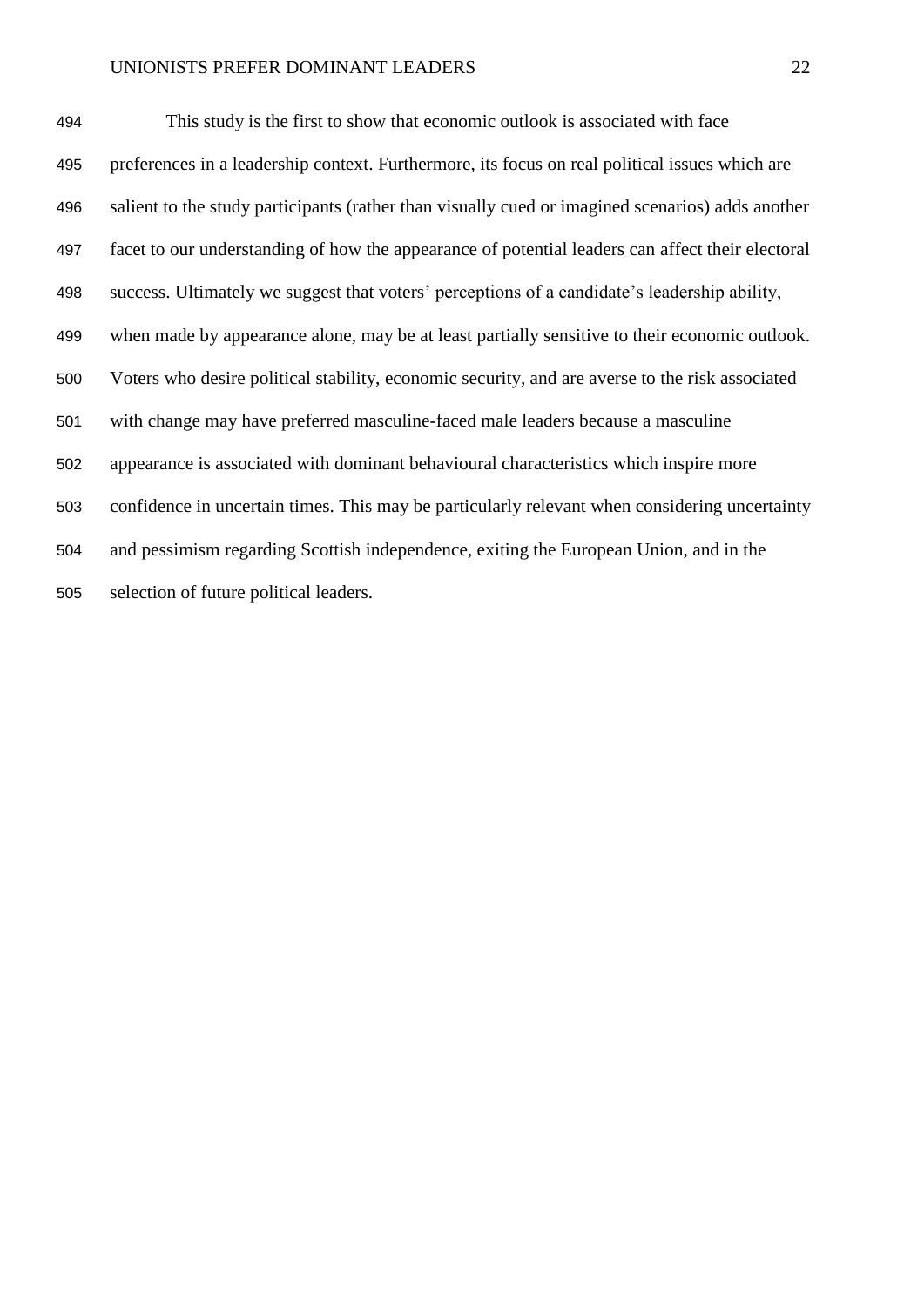This study is the first to show that economic outlook is associated with face preferences in a leadership context. Furthermore, its focus on real political issues which are salient to the study participants (rather than visually cued or imagined scenarios) adds another facet to our understanding of how the appearance of potential leaders can affect their electoral success. Ultimately we suggest that voters' perceptions of a candidate's leadership ability, when made by appearance alone, may be at least partially sensitive to their economic outlook. Voters who desire political stability, economic security, and are averse to the risk associated with change may have preferred masculine-faced male leaders because a masculine appearance is associated with dominant behavioural characteristics which inspire more confidence in uncertain times. This may be particularly relevant when considering uncertainty and pessimism regarding Scottish independence, exiting the European Union, and in the selection of future political leaders.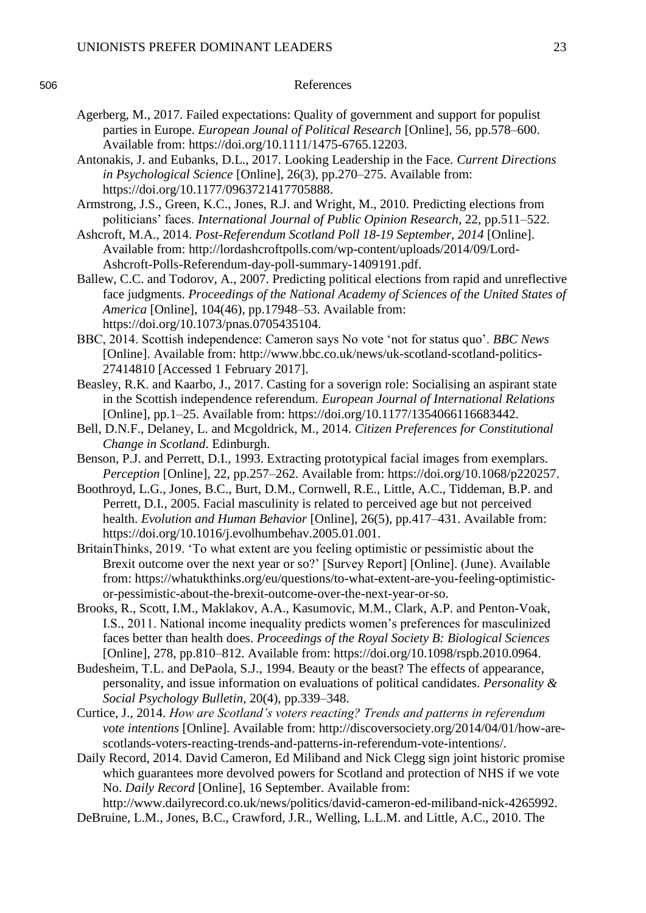## References

Agerberg, M., 2017. Failed expectations: Quality of government and support for populist parties in Europe. *European Jounal of Political Research* [Online], 56, pp.578–600. Available from: https://doi.org/10.1111/1475-6765.12203.

Antonakis, J. and Eubanks, D.L., 2017. Looking Leadership in the Face. *Current Directions in Psychological Science* [Online], 26(3), pp.270–275. Available from: https://doi.org/10.1177/0963721417705888.

Armstrong, J.S., Green, K.C., Jones, R.J. and Wright, M., 2010. Predicting elections from politicians' faces. *International Journal of Public Opinion Research*, 22, pp.511–522.

Ashcroft, M.A., 2014. *Post-Referendum Scotland Poll 18-19 September, 2014* [Online]. Available from: http://lordashcroftpolls.com/wp-content/uploads/2014/09/Lord-Ashcroft-Polls-Referendum-day-poll-summary-1409191.pdf.

Ballew, C.C. and Todorov, A., 2007. Predicting political elections from rapid and unreflective face judgments. *Proceedings of the National Academy of Sciences of the United States of America* [Online], 104(46), pp.17948–53. Available from: https://doi.org/10.1073/pnas.0705435104.

BBC, 2014. Scottish independence: Cameron says No vote 'not for status quo'. *BBC News* [Online]. Available from: http://www.bbc.co.uk/news/uk-scotland-scotland-politics-27414810 [Accessed 1 February 2017].

Beasley, R.K. and Kaarbo, J., 2017. Casting for a soverign role: Socialising an aspirant state in the Scottish independence referendum. *European Journal of International Relations* [Online], pp.1–25. Available from: https://doi.org/10.1177/1354066116683442.

Bell, D.N.F., Delaney, L. and Mcgoldrick, M., 2014. *Citizen Preferences for Constitutional Change in Scotland*. Edinburgh.

Benson, P.J. and Perrett, D.I., 1993. Extracting prototypical facial images from exemplars. *Perception* [Online], 22, pp.257–262. Available from: https://doi.org/10.1068/p220257.

Boothroyd, L.G., Jones, B.C., Burt, D.M., Cornwell, R.E., Little, A.C., Tiddeman, B.P. and Perrett, D.I., 2005. Facial masculinity is related to perceived age but not perceived health. *Evolution and Human Behavior* [Online], 26(5), pp.417–431. Available from: https://doi.org/10.1016/j.evolhumbehav.2005.01.001.

BritainThinks, 2019. 'To what extent are you feeling optimistic or pessimistic about the Brexit outcome over the next year or so?' [Survey Report] [Online]. (June). Available from: https://whatukthinks.org/eu/questions/to-what-extent-are-you-feeling-optimistic-or-pessimistic-about-the-brexit-outcome-over-the-next-year-or-so.

Brooks, R., Scott, I.M., Maklakov, A.A., Kasumovic, M.M., Clark, A.P. and Penton-Voak, I.S., 2011. National income inequality predicts women's preferences for masculinized faces better than health does. *Proceedings of the Royal Society B: Biological Sciences* [Online], 278, pp.810–812. Available from: https://doi.org/10.1098/rspb.2010.0964.

Budesheim, T.L. and DePaola, S.J., 1994. Beauty or the beast? The effects of appearance, personality, and issue information on evaluations of political candidates. *Personality & Social Psychology Bulletin*, 20(4), pp.339–348.

Curtice, J., 2014. *How are Scotland's voters reacting? Trends and patterns in referendum vote intentions* [Online]. Available from: http://discoversociety.org/2014/04/01/how-are-scotlands-voters-reacting-trends-and-patterns-in-referendum-vote-intentions/.

Daily Record, 2014. David Cameron, Ed Miliband and Nick Clegg sign joint historic promise which guarantees more devolved powers for Scotland and protection of NHS if we vote No. *Daily Record* [Online], 16 September. Available from: http://www.dailyrecord.co.uk/news/politics/david-cameron-ed-miliband-nick-4265992.

DeBruine, L.M., Jones, B.C., Crawford, J.R., Welling, L.L.M. and Little, A.C., 2010. The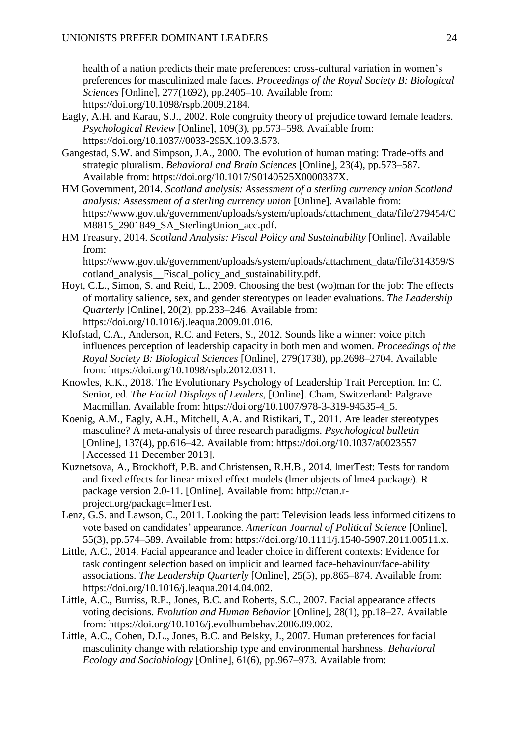health of a nation predicts their mate preferences: cross-cultural variation in women's preferences for masculinized male faces. *Proceedings of the Royal Society B: Biological Sciences* [Online], 277(1692), pp.2405–10. Available from: https://doi.org/10.1098/rspb.2009.2184.

Eagly, A.H. and Karau, S.J., 2002. Role congruity theory of prejudice toward female leaders. *Psychological Review* [Online], 109(3), pp.573–598. Available from: https://doi.org/10.1037//0033-295X.109.3.573.

Gangestad, S.W. and Simpson, J.A., 2000. The evolution of human mating: Trade-offs and strategic pluralism. *Behavioral and Brain Sciences* [Online], 23(4), pp.573–587. Available from: https://doi.org/10.1017/S0140525X0000337X.

HM Government, 2014. *Scotland analysis: Assessment of a sterling currency union Scotland analysis: Assessment of a sterling currency union* [Online]. Available from: https://www.gov.uk/government/uploads/system/uploads/attachment_data/file/279454/CM8815_2901849_SA_SterlingUnion_acc.pdf.

HM Treasury, 2014. *Scotland Analysis: Fiscal Policy and Sustainability* [Online]. Available from: https://www.gov.uk/government/uploads/system/uploads/attachment_data/file/314359/Scotland_analysis__Fiscal_policy_and_sustainability.pdf.

Hoyt, C.L., Simon, S. and Reid, L., 2009. Choosing the best (wo)man for the job: The effects of mortality salience, sex, and gender stereotypes on leader evaluations. *The Leadership Quarterly* [Online], 20(2), pp.233–246. Available from: https://doi.org/10.1016/j.leaqua.2009.01.016.

Klofstad, C.A., Anderson, R.C. and Peters, S., 2012. Sounds like a winner: voice pitch influences perception of leadership capacity in both men and women. *Proceedings of the Royal Society B: Biological Sciences* [Online], 279(1738), pp.2698–2704. Available from: https://doi.org/10.1098/rspb.2012.0311.

Knowles, K.K., 2018. The Evolutionary Psychology of Leadership Trait Perception. In: C. Senior, ed. *The Facial Displays of Leaders*, [Online]. Cham, Switzerland: Palgrave Macmillan. Available from: https://doi.org/10.1007/978-3-319-94535-4_5.

Koenig, A.M., Eagly, A.H., Mitchell, A.A. and Ristikari, T., 2011. Are leader stereotypes masculine? A meta-analysis of three research paradigms. *Psychological bulletin* [Online], 137(4), pp.616–42. Available from: https://doi.org/10.1037/a0023557 [Accessed 11 December 2013].

Kuznetsova, A., Brockhoff, P.B. and Christensen, R.H.B., 2014. lmerTest: Tests for random and fixed effects for linear mixed effect models (lmer objects of lme4 package). R package version 2.0-11. [Online]. Available from: http://cran.r-project.org/package=lmerTest.

Lenz, G.S. and Lawson, C., 2011. Looking the part: Television leads less informed citizens to vote based on candidates' appearance. *American Journal of Political Science* [Online], 55(3), pp.574–589. Available from: https://doi.org/10.1111/j.1540-5907.2011.00511.x.

Little, A.C., 2014. Facial appearance and leader choice in different contexts: Evidence for task contingent selection based on implicit and learned face-behaviour/face-ability associations. *The Leadership Quarterly* [Online], 25(5), pp.865–874. Available from: https://doi.org/10.1016/j.leaqua.2014.04.002.

Little, A.C., Burriss, R.P., Jones, B.C. and Roberts, S.C., 2007. Facial appearance affects voting decisions. *Evolution and Human Behavior* [Online], 28(1), pp.18–27. Available from: https://doi.org/10.1016/j.evolhumbehav.2006.09.002.

Little, A.C., Cohen, D.L., Jones, B.C. and Belsky, J., 2007. Human preferences for facial masculinity change with relationship type and environmental harshness. *Behavioral Ecology and Sociobiology* [Online], 61(6), pp.967–973. Available from: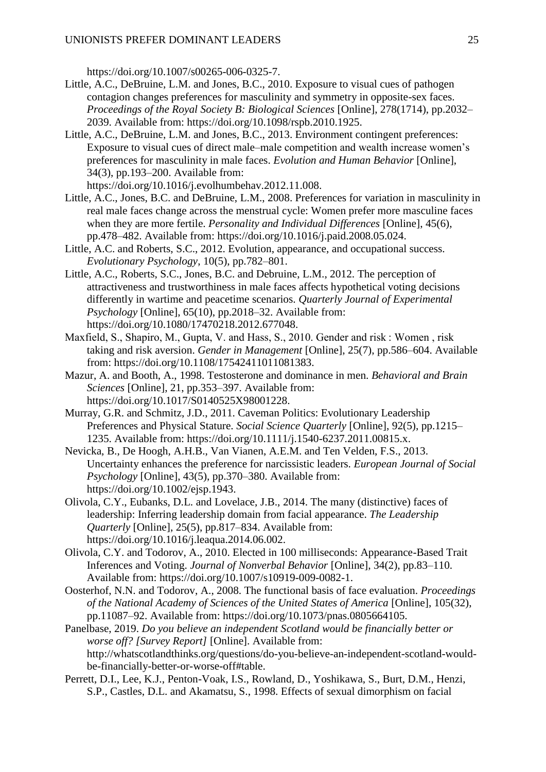https://doi.org/10.1007/s00265-006-0325-7.

Little, A.C., DeBruine, L.M. and Jones, B.C., 2010. Exposure to visual cues of pathogen contagion changes preferences for masculinity and symmetry in opposite-sex faces. *Proceedings of the Royal Society B: Biological Sciences* [Online], 278(1714), pp.2032–2039. Available from: https://doi.org/10.1098/rspb.2010.1925.

Little, A.C., DeBruine, L.M. and Jones, B.C., 2013. Environment contingent preferences: Exposure to visual cues of direct male–male competition and wealth increase women's preferences for masculinity in male faces. *Evolution and Human Behavior* [Online], 34(3), pp.193–200. Available from: https://doi.org/10.1016/j.evolhumbehav.2012.11.008.

Little, A.C., Jones, B.C. and DeBruine, L.M., 2008. Preferences for variation in masculinity in real male faces change across the menstrual cycle: Women prefer more masculine faces when they are more fertile. *Personality and Individual Differences* [Online], 45(6), pp.478–482. Available from: https://doi.org/10.1016/j.paid.2008.05.024.

Little, A.C. and Roberts, S.C., 2012. Evolution, appearance, and occupational success. *Evolutionary Psychology*, 10(5), pp.782–801.

Little, A.C., Roberts, S.C., Jones, B.C. and Debruine, L.M., 2012. The perception of attractiveness and trustworthiness in male faces affects hypothetical voting decisions differently in wartime and peacetime scenarios. *Quarterly Journal of Experimental Psychology* [Online], 65(10), pp.2018–32. Available from: https://doi.org/10.1080/17470218.2012.677048.

Maxfield, S., Shapiro, M., Gupta, V. and Hass, S., 2010. Gender and risk : Women , risk taking and risk aversion. *Gender in Management* [Online], 25(7), pp.586–604. Available from: https://doi.org/10.1108/17542411011081383.

Mazur, A. and Booth, A., 1998. Testosterone and dominance in men. *Behavioral and Brain Sciences* [Online], 21, pp.353–397. Available from: https://doi.org/10.1017/S0140525X98001228.

Murray, G.R. and Schmitz, J.D., 2011. Caveman Politics: Evolutionary Leadership Preferences and Physical Stature. *Social Science Quarterly* [Online], 92(5), pp.1215–1235. Available from: https://doi.org/10.1111/j.1540-6237.2011.00815.x.

Nevicka, B., De Hoogh, A.H.B., Van Vianen, A.E.M. and Ten Velden, F.S., 2013. Uncertainty enhances the preference for narcissistic leaders. *European Journal of Social Psychology* [Online], 43(5), pp.370–380. Available from: https://doi.org/10.1002/ejsp.1943.

Olivola, C.Y., Eubanks, D.L. and Lovelace, J.B., 2014. The many (distinctive) faces of leadership: Inferring leadership domain from facial appearance. *The Leadership Quarterly* [Online], 25(5), pp.817–834. Available from: https://doi.org/10.1016/j.leaqua.2014.06.002.

Olivola, C.Y. and Todorov, A., 2010. Elected in 100 milliseconds: Appearance-Based Trait Inferences and Voting. *Journal of Nonverbal Behavior* [Online], 34(2), pp.83–110. Available from: https://doi.org/10.1007/s10919-009-0082-1.

Oosterhof, N.N. and Todorov, A., 2008. The functional basis of face evaluation. *Proceedings of the National Academy of Sciences of the United States of America* [Online], 105(32), pp.11087–92. Available from: https://doi.org/10.1073/pnas.0805664105.

Panelbase, 2019. *Do you believe an independent Scotland would be financially better or worse off? [Survey Report]* [Online]. Available from: http://whatscotlandthinks.org/questions/do-you-believe-an-independent-scotland-would-be-financially-better-or-worse-off#table.

Perrett, D.I., Lee, K.J., Penton-Voak, I.S., Rowland, D., Yoshikawa, S., Burt, D.M., Henzi, S.P., Castles, D.L. and Akamatsu, S., 1998. Effects of sexual dimorphism on facial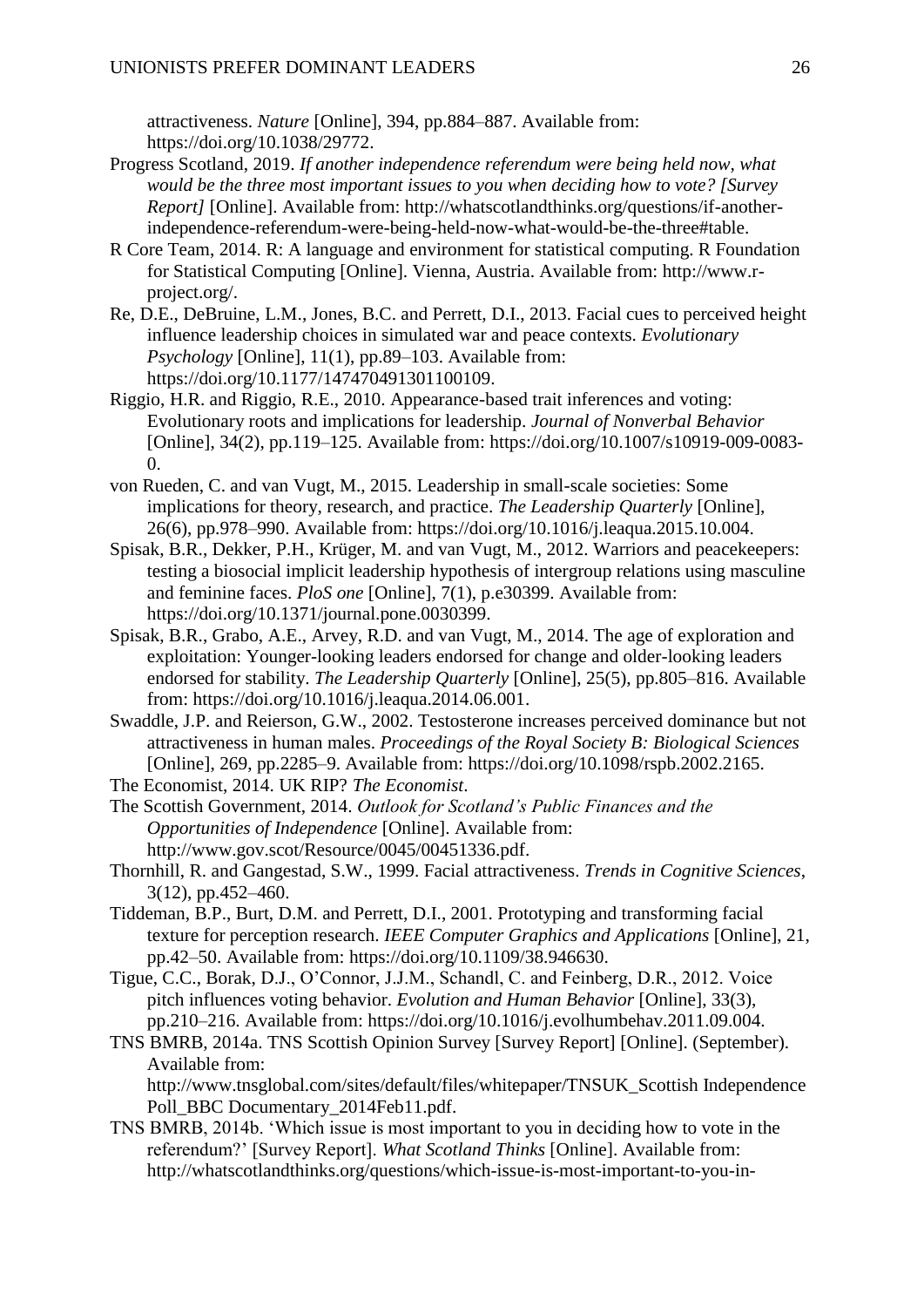attractiveness. *Nature* [Online], 394, pp.884–887. Available from: https://doi.org/10.1038/29772.

Progress Scotland, 2019. *If another independence referendum were being held now, what would be the three most important issues to you when deciding how to vote? [Survey Report]* [Online]. Available from: http://whatscotlandthinks.org/questions/if-another-independence-referendum-were-being-held-now-what-would-be-the-three#table.

R Core Team, 2014. R: A language and environment for statistical computing. R Foundation for Statistical Computing [Online]. Vienna, Austria. Available from: http://www.r-project.org/.

Re, D.E., DeBruine, L.M., Jones, B.C. and Perrett, D.I., 2013. Facial cues to perceived height influence leadership choices in simulated war and peace contexts. *Evolutionary Psychology* [Online], 11(1), pp.89–103. Available from: https://doi.org/10.1177/147470491301100109.

Riggio, H.R. and Riggio, R.E., 2010. Appearance-based trait inferences and voting: Evolutionary roots and implications for leadership. *Journal of Nonverbal Behavior* [Online], 34(2), pp.119–125. Available from: https://doi.org/10.1007/s10919-009-0083-0.

von Rueden, C. and van Vugt, M., 2015. Leadership in small-scale societies: Some implications for theory, research, and practice. *The Leadership Quarterly* [Online], 26(6), pp.978–990. Available from: https://doi.org/10.1016/j.leaqua.2015.10.004.

Spisak, B.R., Dekker, P.H., Krüger, M. and van Vugt, M., 2012. Warriors and peacekeepers: testing a biosocial implicit leadership hypothesis of intergroup relations using masculine and feminine faces. *PloS one* [Online], 7(1), p.e30399. Available from: https://doi.org/10.1371/journal.pone.0030399.

Spisak, B.R., Grabo, A.E., Arvey, R.D. and van Vugt, M., 2014. The age of exploration and exploitation: Younger-looking leaders endorsed for change and older-looking leaders endorsed for stability. *The Leadership Quarterly* [Online], 25(5), pp.805–816. Available from: https://doi.org/10.1016/j.leaqua.2014.06.001.

Swaddle, J.P. and Reierson, G.W., 2002. Testosterone increases perceived dominance but not attractiveness in human males. *Proceedings of the Royal Society B: Biological Sciences* [Online], 269, pp.2285–9. Available from: https://doi.org/10.1098/rspb.2002.2165.

The Economist, 2014. UK RIP? *The Economist*.

The Scottish Government, 2014. *Outlook for Scotland's Public Finances and the Opportunities of Independence* [Online]. Available from: http://www.gov.scot/Resource/0045/00451336.pdf.

Thornhill, R. and Gangestad, S.W., 1999. Facial attractiveness. *Trends in Cognitive Sciences*, 3(12), pp.452–460.

Tiddeman, B.P., Burt, D.M. and Perrett, D.I., 2001. Prototyping and transforming facial texture for perception research. *IEEE Computer Graphics and Applications* [Online], 21, pp.42–50. Available from: https://doi.org/10.1109/38.946630.

Tigue, C.C., Borak, D.J., O'Connor, J.J.M., Schandl, C. and Feinberg, D.R., 2012. Voice pitch influences voting behavior. *Evolution and Human Behavior* [Online], 33(3), pp.210–216. Available from: https://doi.org/10.1016/j.evolhumbehav.2011.09.004.

TNS BMRB, 2014a. TNS Scottish Opinion Survey [Survey Report] [Online]. (September). Available from: http://www.tnsglobal.com/sites/default/files/whitepaper/TNSUK_Scottish Independence Poll_BBC Documentary_2014Feb11.pdf.

TNS BMRB, 2014b. 'Which issue is most important to you in deciding how to vote in the referendum?' [Survey Report]. *What Scotland Thinks* [Online]. Available from: http://whatscotlandthinks.org/questions/which-issue-is-most-important-to-you-in-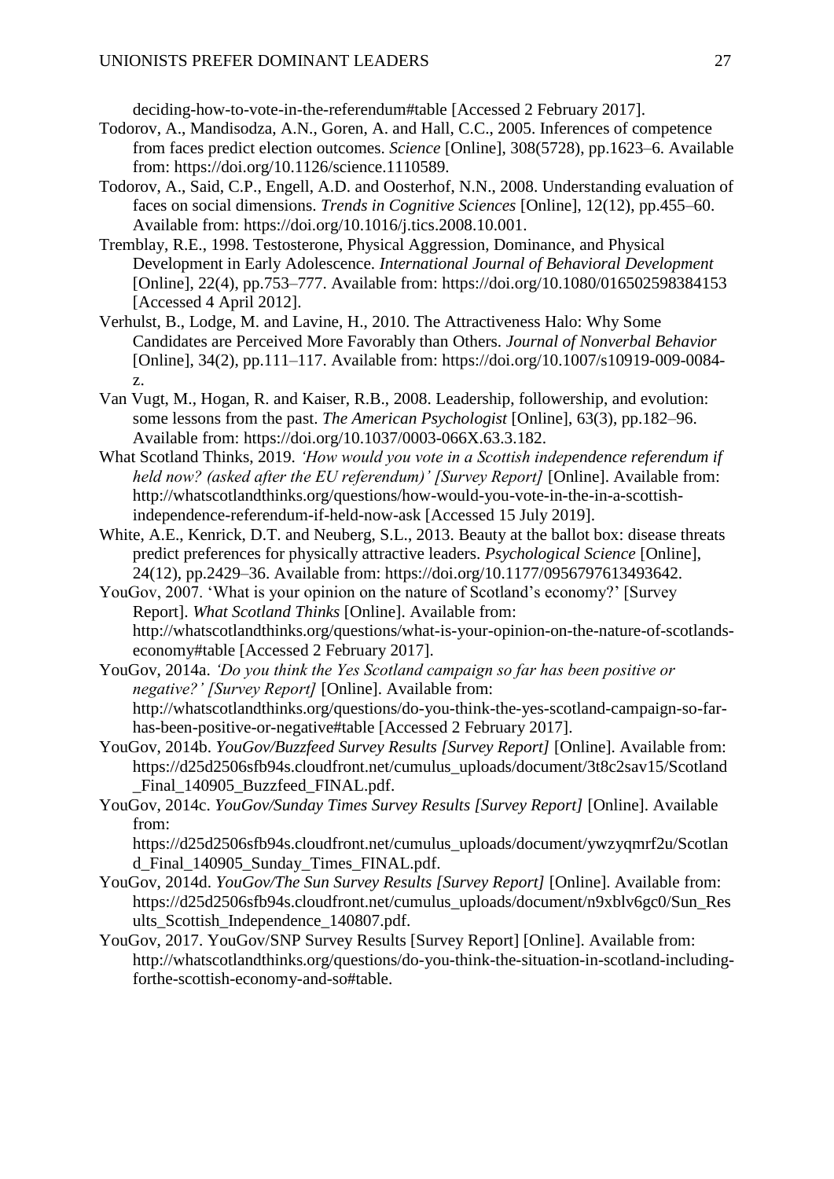deciding-how-to-vote-in-the-referendum#table [Accessed 2 February 2017].

Todorov, A., Mandisodza, A.N., Goren, A. and Hall, C.C., 2005. Inferences of competence from faces predict election outcomes. *Science* [Online], 308(5728), pp.1623–6. Available from: https://doi.org/10.1126/science.1110589.

Todorov, A., Said, C.P., Engell, A.D. and Oosterhof, N.N., 2008. Understanding evaluation of faces on social dimensions. *Trends in Cognitive Sciences* [Online], 12(12), pp.455–60. Available from: https://doi.org/10.1016/j.tics.2008.10.001.

Tremblay, R.E., 1998. Testosterone, Physical Aggression, Dominance, and Physical Development in Early Adolescence. *International Journal of Behavioral Development* [Online], 22(4), pp.753–777. Available from: https://doi.org/10.1080/016502598384153 [Accessed 4 April 2012].

Verhulst, B., Lodge, M. and Lavine, H., 2010. The Attractiveness Halo: Why Some Candidates are Perceived More Favorably than Others. *Journal of Nonverbal Behavior* [Online], 34(2), pp.111–117. Available from: https://doi.org/10.1007/s10919-009-0084-z.

Van Vugt, M., Hogan, R. and Kaiser, R.B., 2008. Leadership, followership, and evolution: some lessons from the past. *The American Psychologist* [Online], 63(3), pp.182–96. Available from: https://doi.org/10.1037/0003-066X.63.3.182.

What Scotland Thinks, 2019. *'How would you vote in a Scottish independence referendum if held now? (asked after the EU referendum)' [Survey Report]* [Online]. Available from: http://whatscotlandthinks.org/questions/how-would-you-vote-in-the-in-a-scottish-independence-referendum-if-held-now-ask [Accessed 15 July 2019].

White, A.E., Kenrick, D.T. and Neuberg, S.L., 2013. Beauty at the ballot box: disease threats predict preferences for physically attractive leaders. *Psychological Science* [Online], 24(12), pp.2429–36. Available from: https://doi.org/10.1177/0956797613493642.

YouGov, 2007. 'What is your opinion on the nature of Scotland's economy?' [Survey Report]. *What Scotland Thinks* [Online]. Available from: http://whatscotlandthinks.org/questions/what-is-your-opinion-on-the-nature-of-scotlands-economy#table [Accessed 2 February 2017].

YouGov, 2014a. *'Do you think the Yes Scotland campaign so far has been positive or negative?' [Survey Report]* [Online]. Available from: http://whatscotlandthinks.org/questions/do-you-think-the-yes-scotland-campaign-so-far-has-been-positive-or-negative#table [Accessed 2 February 2017].

YouGov, 2014b. *YouGov/Buzzfeed Survey Results [Survey Report]* [Online]. Available from: https://d25d2506sfb94s.cloudfront.net/cumulus_uploads/document/3t8c2sav15/Scotland_Final_140905_Buzzfeed_FINAL.pdf.

YouGov, 2014c. *YouGov/Sunday Times Survey Results [Survey Report]* [Online]. Available from: https://d25d2506sfb94s.cloudfront.net/cumulus_uploads/document/ywzyqmrf2u/Scotland_Final_140905_Sunday_Times_FINAL.pdf.

YouGov, 2014d. *YouGov/The Sun Survey Results [Survey Report]* [Online]. Available from: https://d25d2506sfb94s.cloudfront.net/cumulus_uploads/document/n9xblv6gc0/Sun_Results_Scottish_Independence_140807.pdf.

YouGov, 2017. YouGov/SNP Survey Results [Survey Report] [Online]. Available from: http://whatscotlandthinks.org/questions/do-you-think-the-situation-in-scotland-including-forthe-scottish-economy-and-so#table.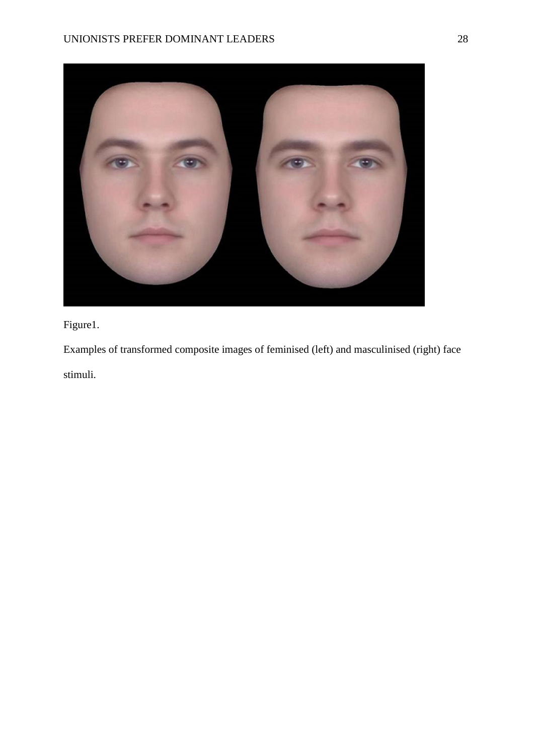Figure1.

Examples of transformed composite images of feminised (left) and masculinised (right) face stimuli.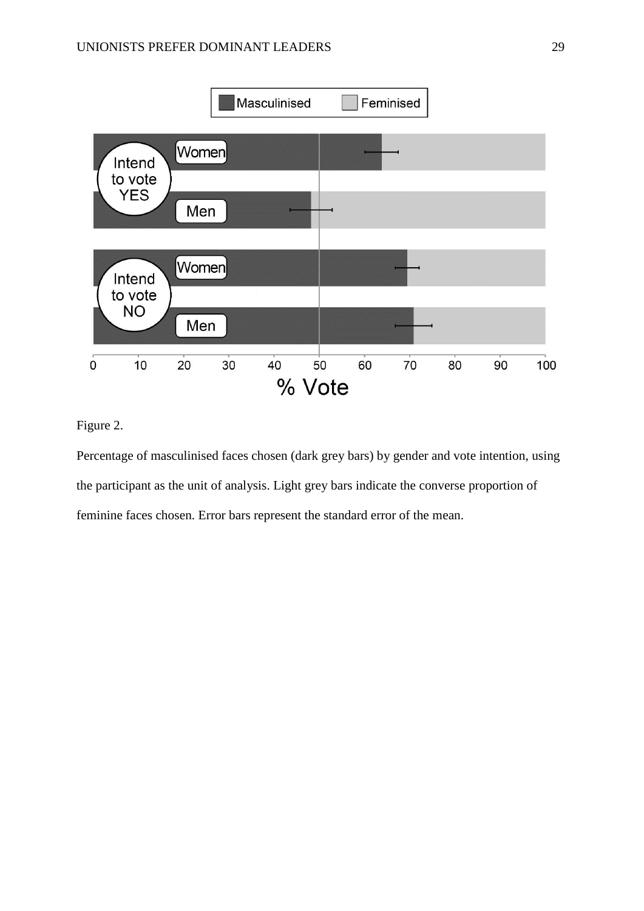Figure 2.

Percentage of masculinised faces chosen (dark grey bars) by gender and vote intention, using the participant as the unit of analysis. Light grey bars indicate the converse proportion of feminine faces chosen. Error bars represent the standard error of the mean.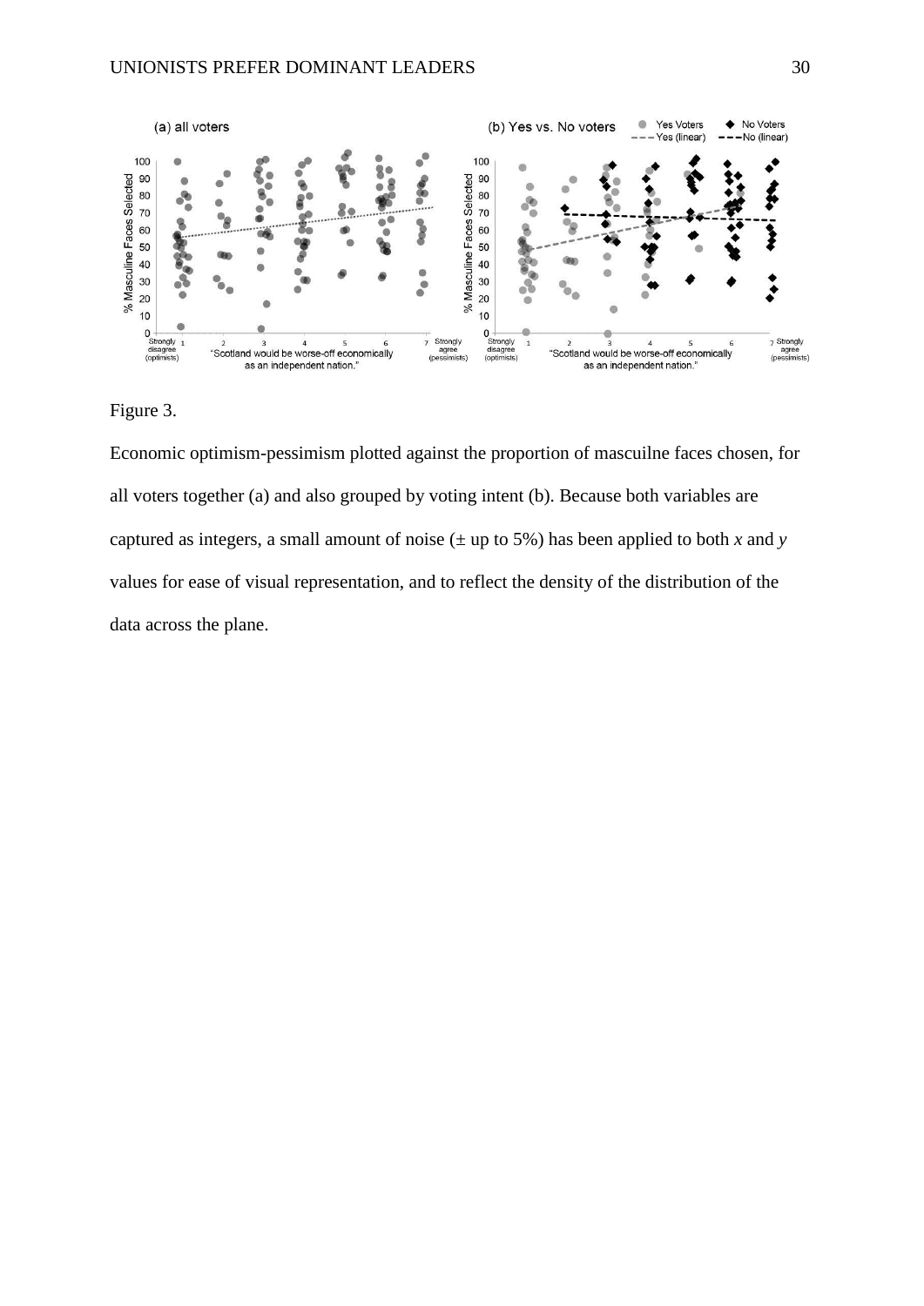Figure 3.

Economic optimism-pessimism plotted against the proportion of mascuilne faces chosen, for all voters together (a) and also grouped by voting intent (b). Because both variables are captured as integers, a small amount of noise (± up to 5%) has been applied to both *x* and *y* values for ease of visual representation, and to reflect the density of the distribution of the data across the plane.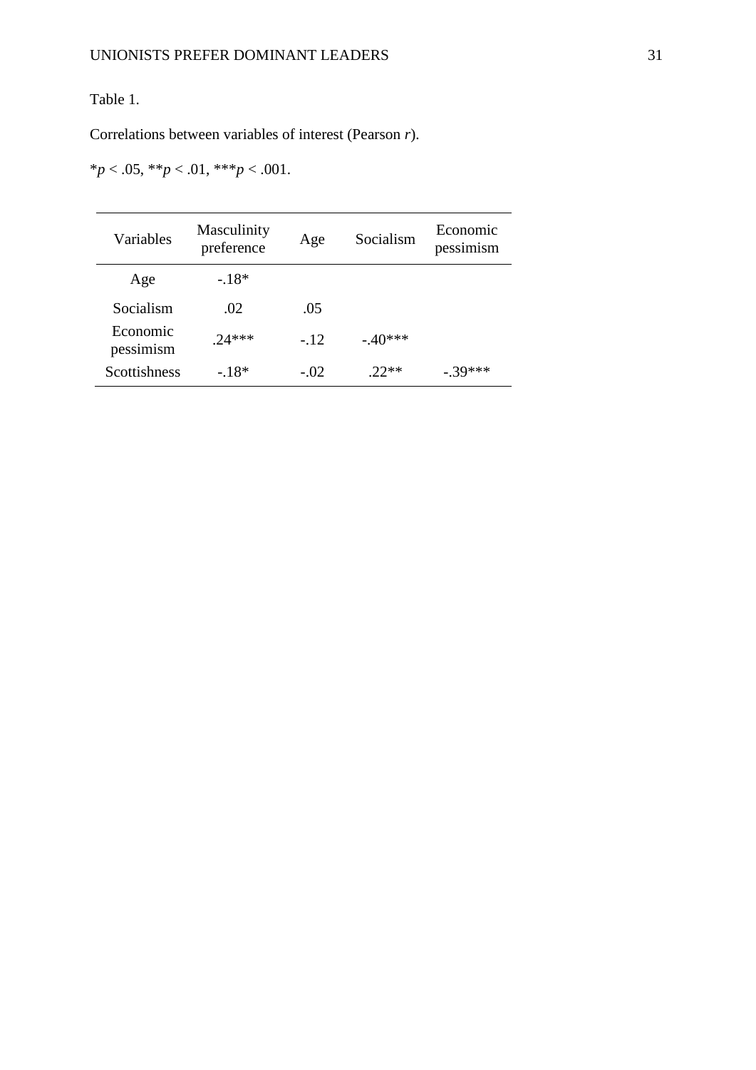Table 1.

Correlations between variables of interest (Pearson *r*).

*$p < .05$, **$p < .01$, ***$p < .001$.

| Variables | Masculinity preference | Age | Socialism | Economic pessimism |
|---|---|---|---|---|
| Age | -.18* | | | |
| Socialism | .02 | .05 | | |
| Economic pessimism | .24*** | -.12 | -.40*** | |
| Scottishness | -.18* | -.02 | .22** | -.39*** |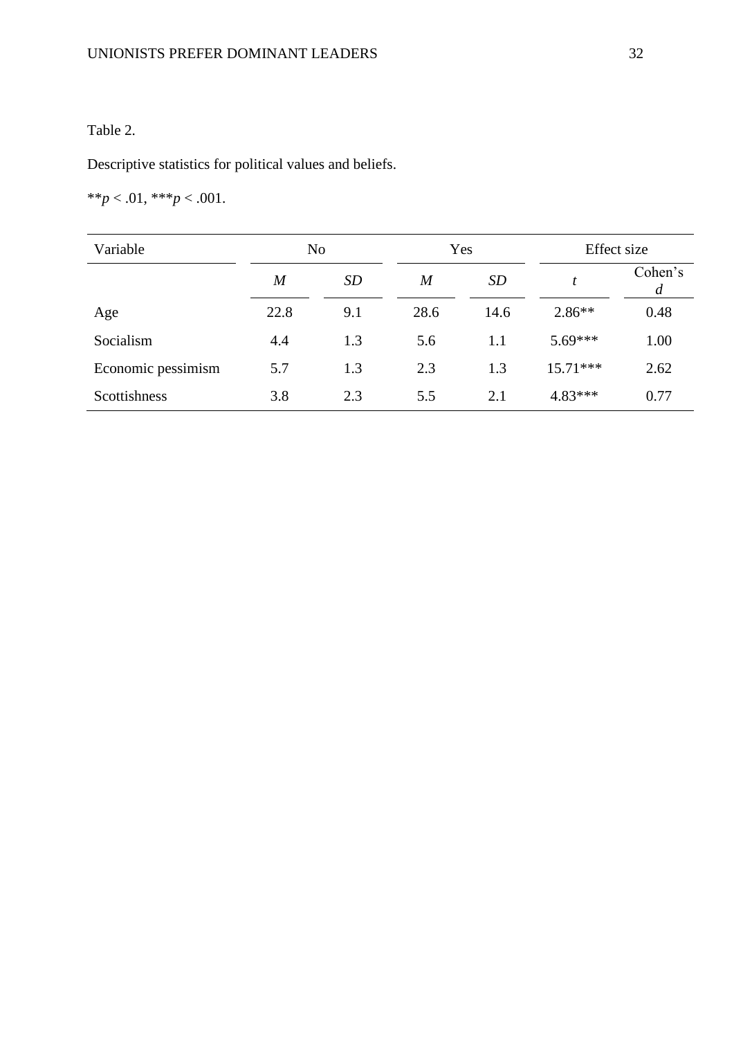Table 2.

Descriptive statistics for political values and beliefs.

\*\*$p < .01$, \*\*\*$p < .001$.

| Variable | No | | Yes | | Effect size | |
|---|---|---|---|---|---|---|
| | *M* | *SD* | *M* | *SD* | *t* | Cohen's *d* |
| Age | 22.8 | 9.1 | 28.6 | 14.6 | 2.86** | 0.48 |
| Socialism | 4.4 | 1.3 | 5.6 | 1.1 | 5.69*** | 1.00 |
| Economic pessimism | 5.7 | 1.3 | 2.3 | 1.3 | 15.71*** | 2.62 |
| Scottishness | 3.8 | 2.3 | 5.5 | 2.1 | 4.83*** | 0.77 |